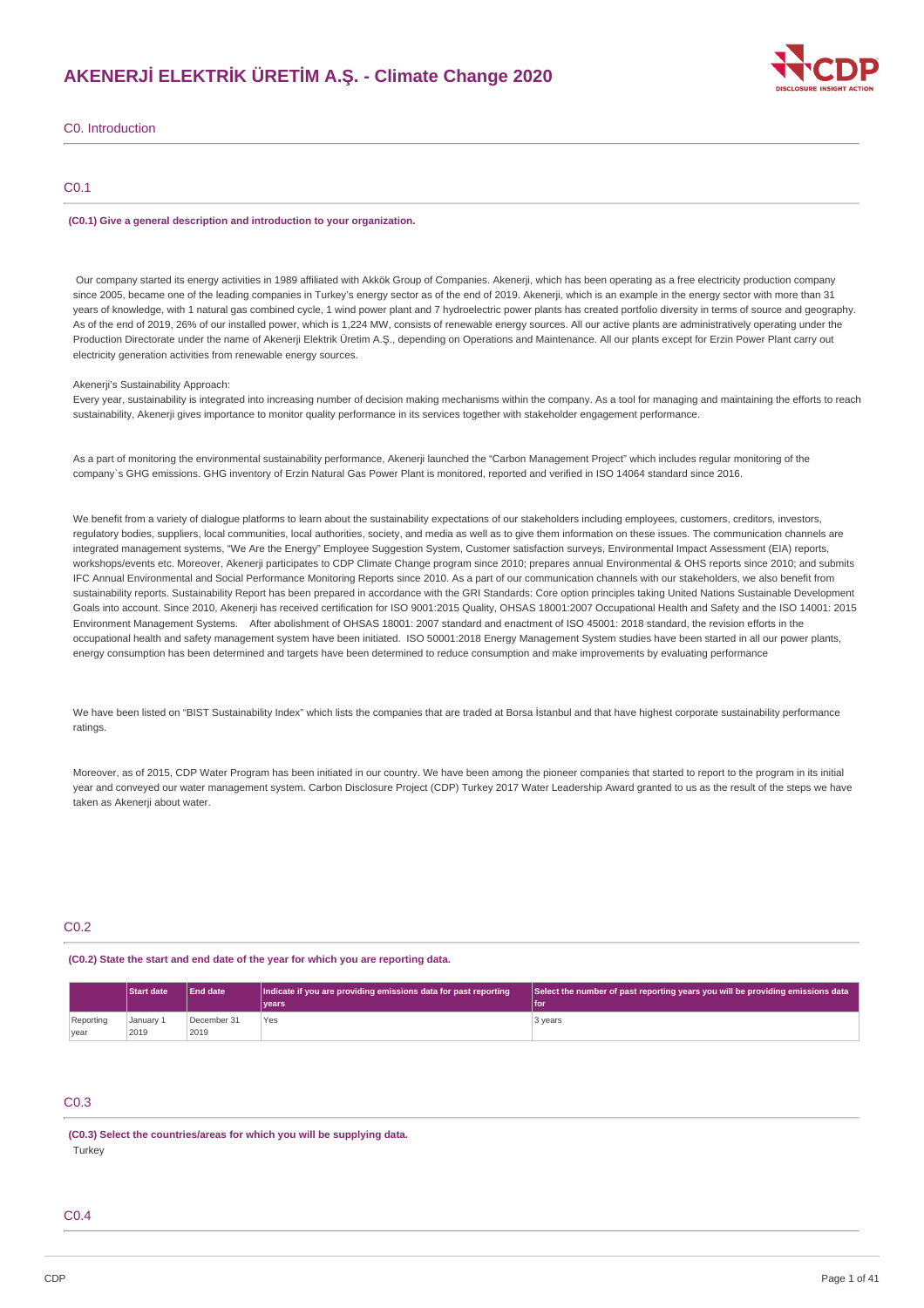# AKENERJİ ELEKTRİK ÜRETİM A.Ş. - Climate Change 2020

## C0. Introduction

### C0.1

**(C0.1) Give a general description and introduction to your organization.**

Our company started its energy activities in 1989 affiliated with Akkök Group of Companies. Akenerji, which has been operating as a free electricity production company since 2005, became one of the leading companies in Turkey's energy sector as of the end of 2019. Akenerji, which is an example in the energy sector with more than 31 years of knowledge, with 1 natural gas combined cycle, 1 wind power plant and 7 hydroelectric power plants has created portfolio diversity in terms of source and geography. As of the end of 2019, 26% of our installed power, which is 1,224 MW, consists of renewable energy sources. All our active plants are administratively operating under the Production Directorate under the name of Akenerji Elektrik Üretim A.Ş., depending on Operations and Maintenance. All our plants except for Erzin Power Plant carry out electricity generation activities from renewable energy sources.

Akenerji's Sustainability Approach:
Every year, sustainability is integrated into increasing number of decision making mechanisms within the company. As a tool for managing and maintaining the efforts to reach sustainability, Akenerji gives importance to monitor quality performance in its services together with stakeholder engagement performance.

As a part of monitoring the environmental sustainability performance, Akenerji launched the "Carbon Management Project" which includes regular monitoring of the company`s GHG emissions. GHG inventory of Erzin Natural Gas Power Plant is monitored, reported and verified in ISO 14064 standard since 2016.

We benefit from a variety of dialogue platforms to learn about the sustainability expectations of our stakeholders including employees, customers, creditors, investors, regulatory bodies, suppliers, local communities, local authorities, society, and media as well as to give them information on these issues. The communication channels are integrated management systems, "We Are the Energy" Employee Suggestion System, Customer satisfaction surveys, Environmental Impact Assessment (EIA) reports, workshops/events etc. Moreover, Akenerji participates to CDP Climate Change program since 2010; prepares annual Environmental & OHS reports since 2010; and submits IFC Annual Environmental and Social Performance Monitoring Reports since 2010. As a part of our communication channels with our stakeholders, we also benefit from sustainability reports. Sustainability Report has been prepared in accordance with the GRI Standards: Core option principles taking United Nations Sustainable Development Goals into account. Since 2010, Akenerji has received certification for ISO 9001:2015 Quality, OHSAS 18001:2007 Occupational Health and Safety and the ISO 14001: 2015 Environment Management Systems. After abolishment of OHSAS 18001: 2007 standard and enactment of ISO 45001: 2018 standard, the revision efforts in the occupational health and safety management system have been initiated. ISO 50001:2018 Energy Management System studies have been started in all our power plants, energy consumption has been determined and targets have been determined to reduce consumption and make improvements by evaluating performance

We have been listed on "BIST Sustainability Index" which lists the companies that are traded at Borsa İstanbul and that have highest corporate sustainability performance ratings.

Moreover, as of 2015, CDP Water Program has been initiated in our country. We have been among the pioneer companies that started to report to the program in its initial year and conveyed our water management system. Carbon Disclosure Project (CDP) Turkey 2017 Water Leadership Award granted to us as the result of the steps we have taken as Akenerji about water.

### C0.2

**(C0.2) State the start and end date of the year for which you are reporting data.**

| | Start date | End date | Indicate if you are providing emissions data for past reporting years | Select the number of past reporting years you will be providing emissions data for |
|---|---|---|---|---|
| Reporting year | January 1 2019 | December 31 2019 | Yes | 3 years |

### C0.3

**(C0.3) Select the countries/areas for which you will be supplying data.**

Turkey

### C0.4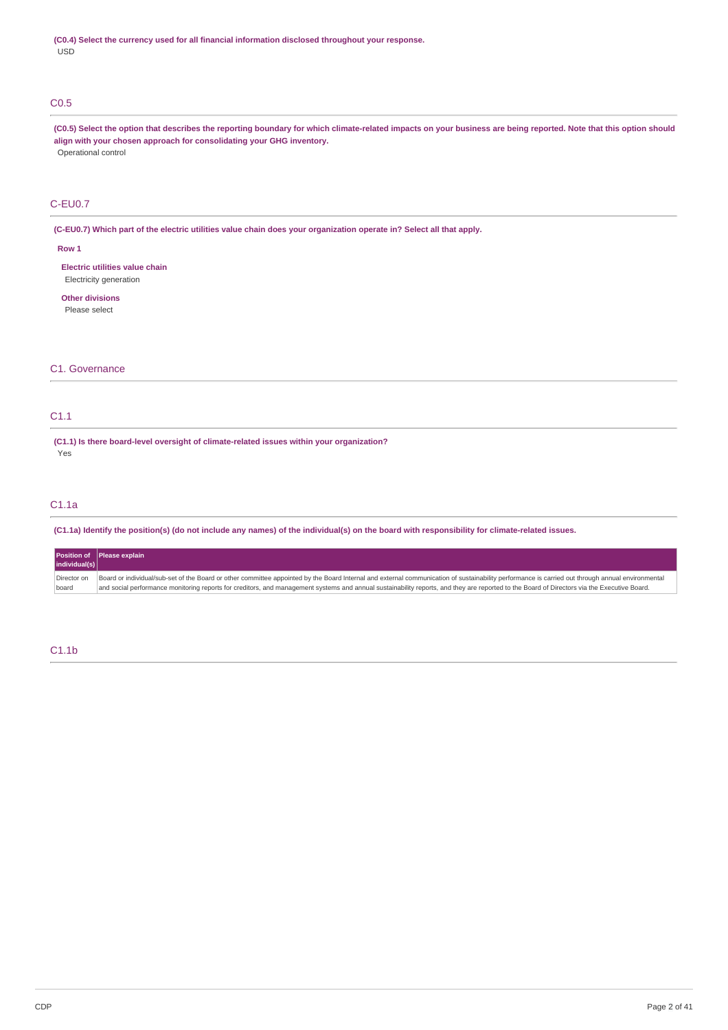**(C0.4) Select the currency used for all financial information disclosed throughout your response.**

USD

## C0.5

**(C0.5) Select the option that describes the reporting boundary for which climate-related impacts on your business are being reported. Note that this option should align with your chosen approach for consolidating your GHG inventory.**

Operational control

## C-EU0.7

**(C-EU0.7) Which part of the electric utilities value chain does your organization operate in? Select all that apply.**

**Row 1**

**Electric utilities value chain**

Electricity generation

**Other divisions**

Please select

# C1. Governance

## C1.1

**(C1.1) Is there board-level oversight of climate-related issues within your organization?**

Yes

## C1.1a

**(C1.1a) Identify the position(s) (do not include any names) of the individual(s) on the board with responsibility for climate-related issues.**

| Position of individual(s) | Please explain |
|---|---|
| Director on board | Board or individual/sub-set of the Board or other committee appointed by the Board Internal and external communication of sustainability performance is carried out through annual environmental and social performance monitoring reports for creditors, and management systems and annual sustainability reports, and they are reported to the Board of Directors via the Executive Board. |

## C1.1b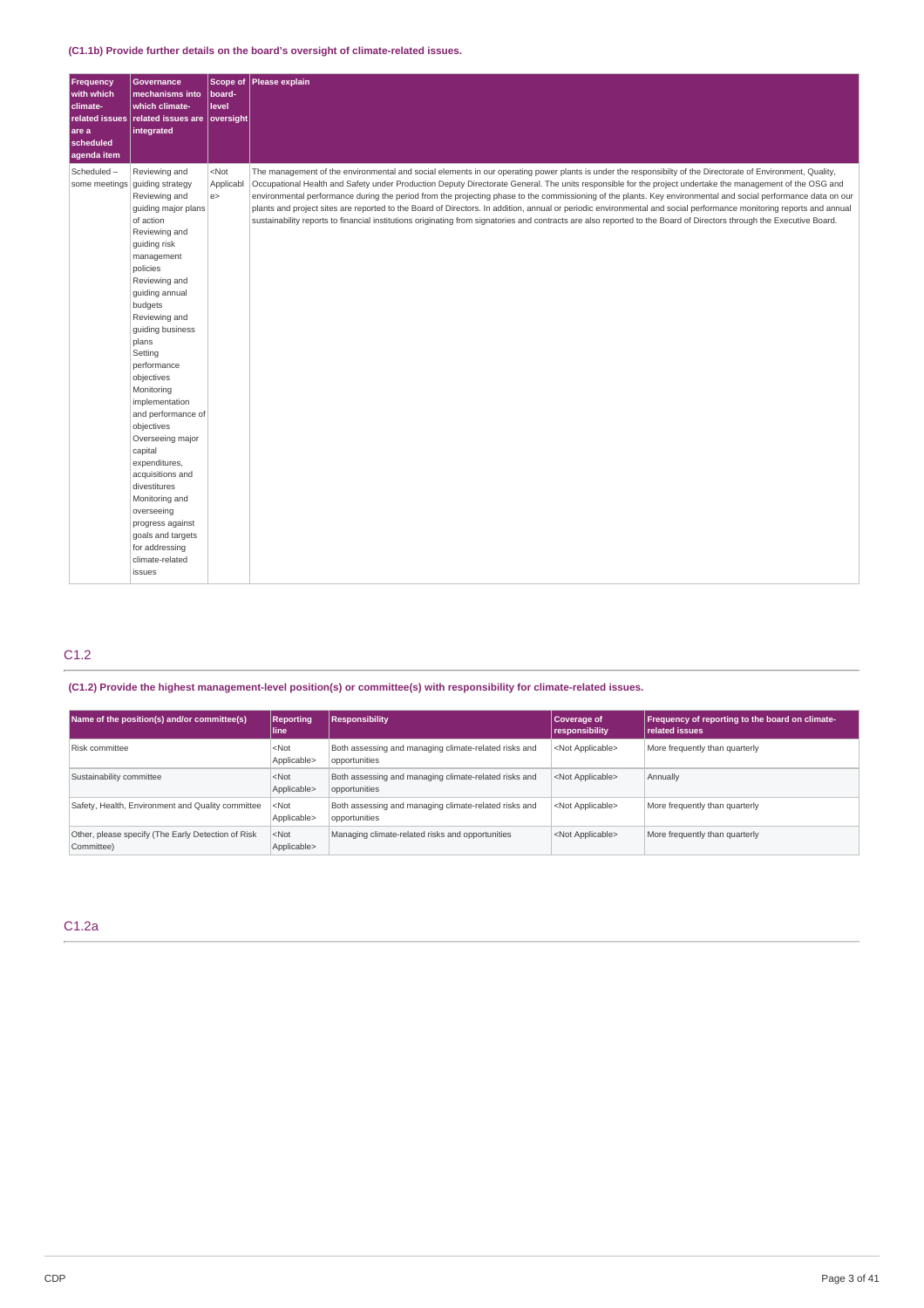(C1.1b) Provide further details on the board's oversight of climate-related issues.

| Frequency with which climate-related issues are a scheduled agenda item | Governance mechanisms into which climate-related issues are integrated | Scope of board-level oversight | Please explain |
|---|---|---|---|
| Scheduled – some meetings | Reviewing and guiding strategy Reviewing and guiding major plans of action Reviewing and guiding risk management policies Reviewing and guiding annual budgets Reviewing and guiding business plans Setting performance objectives Monitoring implementation and performance of objectives Overseeing major capital expenditures, acquisitions and divestitures Monitoring and overseeing progress against goals and targets for addressing climate-related issues | <Not Applicable> | The management of the environmental and social elements in our operating power plants is under the responsibilty of the Directorate of Environment, Quality, Occupational Health and Safety under Production Deputy Directorate General. The units responsible for the project undertake the management of the OSG and environmental performance during the period from the projecting phase to the commissioning of the plants. Key environmental and social performance data on our plants and project sites are reported to the Board of Directors. In addition, annual or periodic environmental and social performance monitoring reports and annual sustainability reports to financial institutions originating from signatories and contracts are also reported to the Board of Directors through the Executive Board. |

## C1.2

(C1.2) Provide the highest management-level position(s) or committee(s) with responsibility for climate-related issues.

| Name of the position(s) and/or committee(s) | Reporting line | Responsibility | Coverage of responsibility | Frequency of reporting to the board on climate-related issues |
|---|---|---|---|---|
| Risk committee | <Not Applicable> | Both assessing and managing climate-related risks and opportunities | <Not Applicable> | More frequently than quarterly |
| Sustainability committee | <Not Applicable> | Both assessing and managing climate-related risks and opportunities | <Not Applicable> | Annually |
| Safety, Health, Environment and Quality committee | <Not Applicable> | Both assessing and managing climate-related risks and opportunities | <Not Applicable> | More frequently than quarterly |
| Other, please specify (The Early Detection of Risk Committee) | <Not Applicable> | Managing climate-related risks and opportunities | <Not Applicable> | More frequently than quarterly |

## C1.2a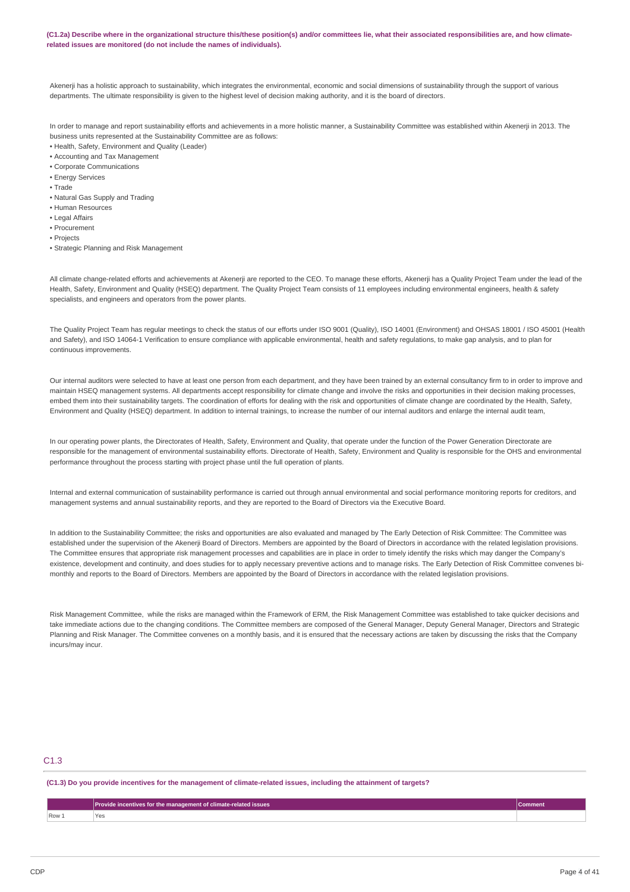**(C1.2a) Describe where in the organizational structure this/these position(s) and/or committees lie, what their associated responsibilities are, and how climate-related issues are monitored (do not include the names of individuals).**

Akenerji has a holistic approach to sustainability, which integrates the environmental, economic and social dimensions of sustainability through the support of various departments. The ultimate responsibility is given to the highest level of decision making authority, and it is the board of directors.

In order to manage and report sustainability efforts and achievements in a more holistic manner, a Sustainability Committee was established within Akenerji in 2013. The business units represented at the Sustainability Committee are as follows:

- Health, Safety, Environment and Quality (Leader)
- Accounting and Tax Management
- Corporate Communications
- Energy Services
- Trade
- Natural Gas Supply and Trading
- Human Resources
- Legal Affairs
- Procurement
- Projects
- Strategic Planning and Risk Management

All climate change-related efforts and achievements at Akenerji are reported to the CEO. To manage these efforts, Akenerji has a Quality Project Team under the lead of the Health, Safety, Environment and Quality (HSEQ) department. The Quality Project Team consists of 11 employees including environmental engineers, health & safety specialists, and engineers and operators from the power plants.

The Quality Project Team has regular meetings to check the status of our efforts under ISO 9001 (Quality), ISO 14001 (Environment) and OHSAS 18001 / ISO 45001 (Health and Safety), and ISO 14064-1 Verification to ensure compliance with applicable environmental, health and safety regulations, to make gap analysis, and to plan for continuous improvements.

Our internal auditors were selected to have at least one person from each department, and they have been trained by an external consultancy firm to in order to improve and maintain HSEQ management systems. All departments accept responsibility for climate change and involve the risks and opportunities in their decision making processes, embed them into their sustainability targets. The coordination of efforts for dealing with the risk and opportunities of climate change are coordinated by the Health, Safety, Environment and Quality (HSEQ) department. In addition to internal trainings, to increase the number of our internal auditors and enlarge the internal audit team,

In our operating power plants, the Directorates of Health, Safety, Environment and Quality, that operate under the function of the Power Generation Directorate are responsible for the management of environmental sustainability efforts. Directorate of Health, Safety, Environment and Quality is responsible for the OHS and environmental performance throughout the process starting with project phase until the full operation of plants.

Internal and external communication of sustainability performance is carried out through annual environmental and social performance monitoring reports for creditors, and management systems and annual sustainability reports, and they are reported to the Board of Directors via the Executive Board.

In addition to the Sustainability Committee; the risks and opportunities are also evaluated and managed by The Early Detection of Risk Committee: The Committee was established under the supervision of the Akenerji Board of Directors. Members are appointed by the Board of Directors in accordance with the related legislation provisions. The Committee ensures that appropriate risk management processes and capabilities are in place in order to timely identify the risks which may danger the Company's existence, development and continuity, and does studies for to apply necessary preventive actions and to manage risks. The Early Detection of Risk Committee convenes bi-monthly and reports to the Board of Directors. Members are appointed by the Board of Directors in accordance with the related legislation provisions.

Risk Management Committee, while the risks are managed within the Framework of ERM, the Risk Management Committee was established to take quicker decisions and take immediate actions due to the changing conditions. The Committee members are composed of the General Manager, Deputy General Manager, Directors and Strategic Planning and Risk Manager. The Committee convenes on a monthly basis, and it is ensured that the necessary actions are taken by discussing the risks that the Company incurs/may incur.

## C1.3

**(C1.3) Do you provide incentives for the management of climate-related issues, including the attainment of targets?**

| | Provide incentives for the management of climate-related issues | Comment |
|---|---|---|
| Row 1 | Yes | |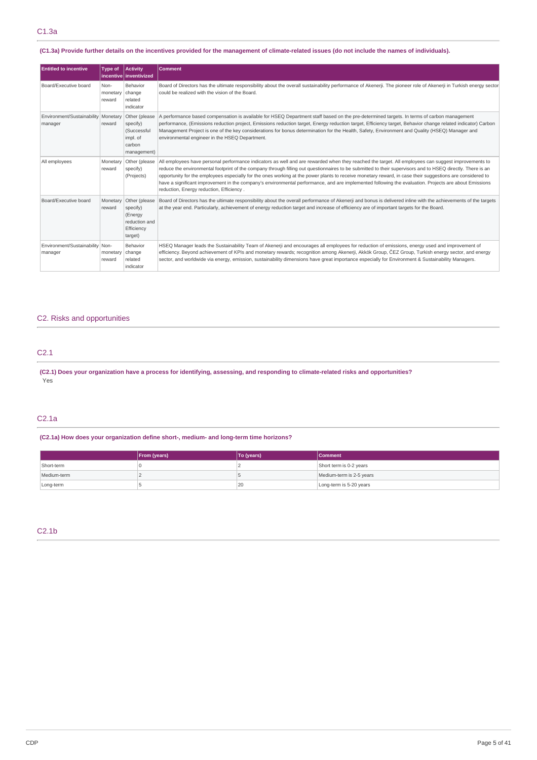## C1.3a

**(C1.3a) Provide further details on the incentives provided for the management of climate-related issues (do not include the names of individuals).**

| Entitled to incentive | Type of incentive | Activity inventivized | Comment |
|---|---|---|---|
| Board/Executive board | Non-monetary reward | Behavior change related indicator | Board of Directors has the ultimate responsibility about the overall sustainability performance of Akenerji. The pioneer role of Akenerji in Turkish energy sector could be realized with the vision of the Board. |
| Environment/Sustainability manager | Monetary reward | Other (please specify) (Successful impl. of carbon management) | A performance based compensation is available for HSEQ Department staff based on the pre-determined targets. In terms of carbon management performance, (Emissions reduction project, Emissions reduction target, Energy reduction target, Efficiency target, Behavior change related indicator) Carbon Management Project is one of the key considerations for bonus determination for the Health, Safety, Environment and Quality (HSEQ) Manager and environmental engineer in the HSEQ Department. |
| All employees | Monetary reward | Other (please specify) (Projects) | All employees have personal performance indicators as well and are rewarded when they reached the target. All employees can suggest improvements to reduce the environmental footprint of the company through filling out questionnaires to be submitted to their supervisors and to HSEQ directly. There is an opportunity for the employees especially for the ones working at the power plants to receive monetary reward, in case their suggestions are considered to have a significant improvement in the company's environmental performance, and are implemented following the evaluation. Projects are about Emissions reduction, Energy reduction, Efficiency . |
| Board/Executive board | Monetary reward | Other (please specify) (Energy reduction and Efficiency target) | Board of Directors has the ultimate responsibility about the overall performance of Akenerji and bonus is delivered inline with the achievements of the targets at the year end. Particularly, achievement of energy reduction target and increase of efficiency are of important targets for the Board. |
| Environment/Sustainability manager | Non-monetary reward | Behavior change related indicator | HSEQ Manager leads the Sustainability Team of Akenerji and encourages all employees for reduction of emissions, energy used and improvement of efficiency. Beyond achievement of KPIs and monetary rewards; recognition among Akenerji, Akkök Group, ČEZ Group, Turkish energy sector, and energy sector, and worldwide via energy, emission, sustainability dimensions have great importance especially for Environment & Sustainability Managers. |

# C2. Risks and opportunities

## C2.1

**(C2.1) Does your organization have a process for identifying, assessing, and responding to climate-related risks and opportunities?**

Yes

## C2.1a

**(C2.1a) How does your organization define short-, medium- and long-term time horizons?**

| | From (years) | To (years) | Comment |
|---|---|---|---|
| Short-term | 0 | 2 | Short term is 0-2 years |
| Medium-term | 2 | 5 | Medium-term is 2-5 years |
| Long-term | 5 | 20 | Long-term is 5-20 years |

## C2.1b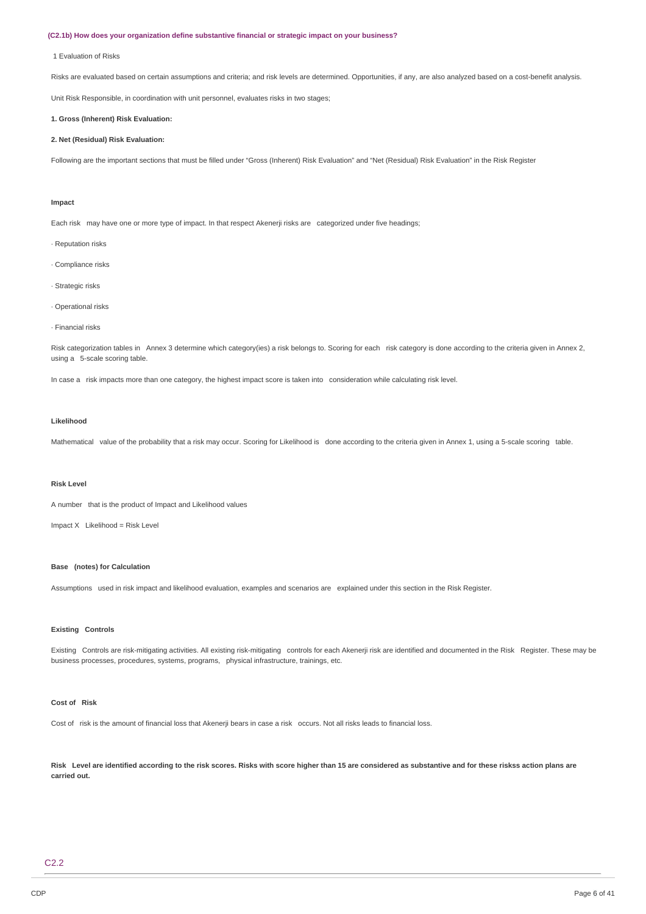**(C2.1b) How does your organization define substantive financial or strategic impact on your business?**

1 Evaluation of Risks

Risks are evaluated based on certain assumptions and criteria; and risk levels are determined. Opportunities, if any, are also analyzed based on a cost-benefit analysis.

Unit Risk Responsible, in coordination with unit personnel, evaluates risks in two stages;

**1. Gross (Inherent) Risk Evaluation:**

**2. Net (Residual) Risk Evaluation:**

Following are the important sections that must be filled under "Gross (Inherent) Risk Evaluation" and "Net (Residual) Risk Evaluation" in the Risk Register

**Impact**

Each risk may have one or more type of impact. In that respect Akenerji risks are categorized under five headings;

· Reputation risks

· Compliance risks

· Strategic risks

· Operational risks

· Financial risks

Risk categorization tables in Annex 3 determine which category(ies) a risk belongs to. Scoring for each risk category is done according to the criteria given in Annex 2, using a 5-scale scoring table.

In case a risk impacts more than one category, the highest impact score is taken into consideration while calculating risk level.

**Likelihood**

Mathematical value of the probability that a risk may occur. Scoring for Likelihood is done according to the criteria given in Annex 1, using a 5-scale scoring table.

**Risk Level**

A number that is the product of Impact and Likelihood values

Impact X Likelihood = Risk Level

**Base (notes) for Calculation**

Assumptions used in risk impact and likelihood evaluation, examples and scenarios are explained under this section in the Risk Register.

**Existing Controls**

Existing Controls are risk-mitigating activities. All existing risk-mitigating controls for each Akenerji risk are identified and documented in the Risk Register. These may be business processes, procedures, systems, programs, physical infrastructure, trainings, etc.

**Cost of Risk**

Cost of risk is the amount of financial loss that Akenerji bears in case a risk occurs. Not all risks leads to financial loss.

**Risk Level are identified according to the risk scores. Risks with score higher than 15 are considered as substantive and for these riskss action plans are carried out.**

## C2.2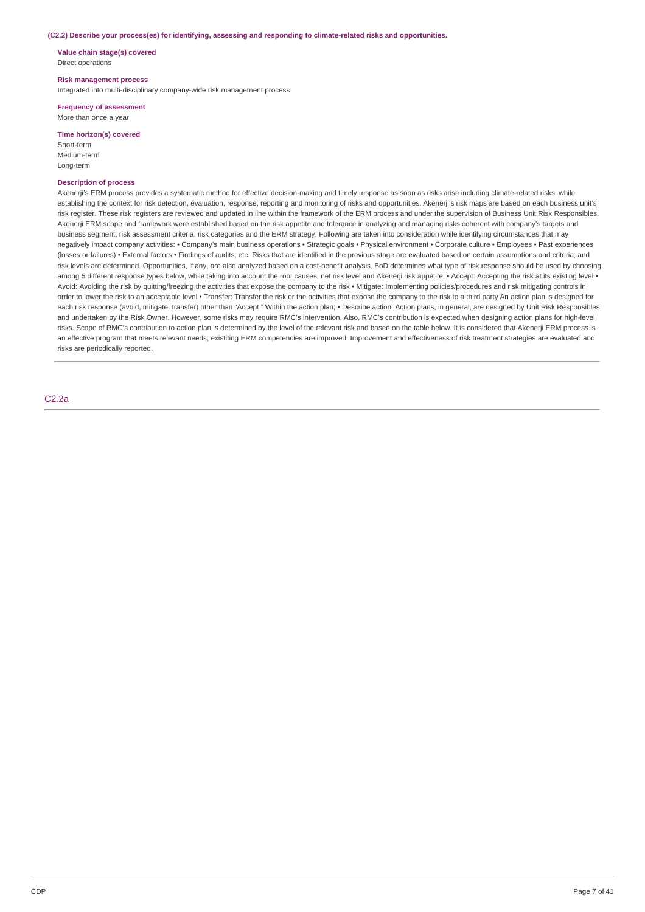**(C2.2) Describe your process(es) for identifying, assessing and responding to climate-related risks and opportunities.**

**Value chain stage(s) covered**
Direct operations

**Risk management process**
Integrated into multi-disciplinary company-wide risk management process

**Frequency of assessment**
More than once a year

**Time horizon(s) covered**
Short-term
Medium-term
Long-term

**Description of process**
Akenerji's ERM process provides a systematic method for effective decision-making and timely response as soon as risks arise including climate-related risks, while establishing the context for risk detection, evaluation, response, reporting and monitoring of risks and opportunities. Akenerji's risk maps are based on each business unit's risk register. These risk registers are reviewed and updated in line within the framework of the ERM process and under the supervision of Business Unit Risk Responsibles. Akenerji ERM scope and framework were established based on the risk appetite and tolerance in analyzing and managing risks coherent with company's targets and business segment; risk assessment criteria; risk categories and the ERM strategy. Following are taken into consideration while identifying circumstances that may negatively impact company activities: • Company's main business operations • Strategic goals • Physical environment • Corporate culture • Employees • Past experiences (losses or failures) • External factors • Findings of audits, etc. Risks that are identified in the previous stage are evaluated based on certain assumptions and criteria; and risk levels are determined. Opportunities, if any, are also analyzed based on a cost-benefit analysis. BoD determines what type of risk response should be used by choosing among 5 different response types below, while taking into account the root causes, net risk level and Akenerji risk appetite; • Accept: Accepting the risk at its existing level • Avoid: Avoiding the risk by quitting/freezing the activities that expose the company to the risk • Mitigate: Implementing policies/procedures and risk mitigating controls in order to lower the risk to an acceptable level • Transfer: Transfer the risk or the activities that expose the company to the risk to a third party An action plan is designed for each risk response (avoid, mitigate, transfer) other than "Accept." Within the action plan; • Describe action: Action plans, in general, are designed by Unit Risk Responsibles and undertaken by the Risk Owner. However, some risks may require RMC's intervention. Also, RMC's contribution is expected when designing action plans for high-level risks. Scope of RMC's contribution to action plan is determined by the level of the relevant risk and based on the table below. It is considered that Akenerji ERM process is an effective program that meets relevant needs; existiting ERM competencies are improved. Improvement and effectiveness of risk treatment strategies are evaluated and risks are periodically reported.

## C2.2a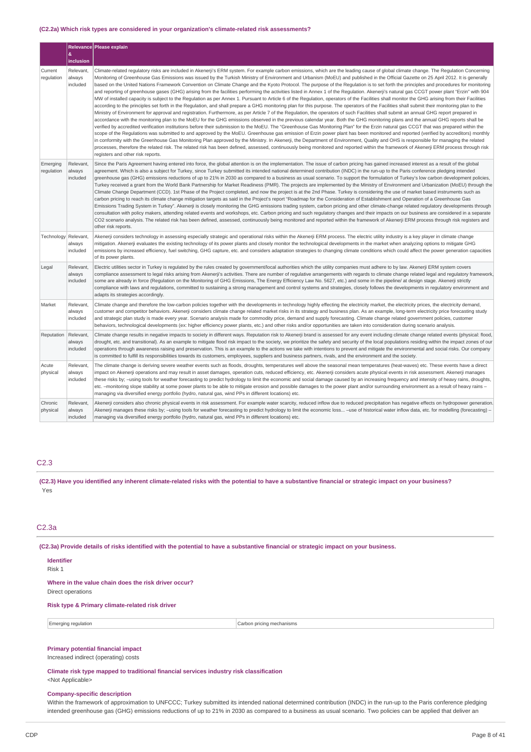**(C2.2a) Which risk types are considered in your organization's climate-related risk assessments?**

| | Relevance & inclusion | Please explain |
|---|---|---|
| Current regulation | Relevant, always included | Climate-related regulatory risks are included in Akenerji's ERM system. For example carbon emissions, which are the leading cause of global climate change. The Regulation Concerning Monitoring of Greenhouse Gas Emissions was issued by the Turkish Ministry of Environment and Urbanism (MoEU) and published in the Official Gazette on 25 April 2012. It is generally based on the United Nations Framework Convention on Climate Change and the Kyoto Protocol. The purpose of the Regulation is to set forth the principles and procedures for monitoring and reporting of greenhouse gases (GHG) arising from the facilities performing the activities listed in Annex 1 of the Regulation. Akenerji's natural gas CCGT power plant "Erzin" with 904 MW of installed capacity is subject to the Regulation as per Annex 1. Pursuant to Article 6 of the Regulation, operators of the Facilities shall monitor the GHG arising from their Facilities according to the principles set forth in the Regulation, and shall prepare a GHG monitoring plan for this purpose. The operators of the Facilities shall submit their monitoring plan to the Ministry of Environment for approval and registration. Furthermore, as per Article 7 of the Regulation, the operators of such Facilities shall submit an annual GHG report prepared in accordance with the monitoring plan to the MoEU for the GHG emissions observed in the previous calendar year. Both the GHG monitoring plans and the annual GHG reports shall be verified by accredited verification institutions before their submission to the MoEU. The "Greenhouse Gas Monitoring Plan" for the Erzin natural gas CCGT that was prepared within the scope of the Regulations was submitted to and approved by the MoEU. Greenhouse gas emission of Erzin power plant has been monitored and reported (verified by accreditors) monthly in conformity with the Greenhouse Gas Monitoring Plan approved by the Ministry. In Akenerji, the Department of Environment, Quality and OHS is responsible for managing the related processes, therefore the related risk. The related risk has been defined, assessed, continuously being monitored and reported within the framework of Akenerji ERM process through risk registers and other risk reports. |
| Emerging regulation | Relevant, always included | Since the Paris Agreement having entered into force, the global attention is on the implementation. The issue of carbon pricing has gained increased interest as a result of the global agreement. Which is also a subject for Turkey, since Turkey submitted its intended national determined contribution (INDC) in the run-up to the Paris conference pledging intended greenhouse gas (GHG) emissions reductions of up to 21% in 2030 as compared to a business as usual scenario. To support the formulation of Turkey's low carbon development policies, Turkey received a grant from the World Bank Partnership for Market Readiness (PMR). The projects are implemented by the Ministry of Environment and Urbanization (MoEU) through the Climate Change Department (CCD). 1st Phase of the Project completed, and now the project is at the 2nd Phase. Turkey is considering the use of market based instruments such as carbon pricing to reach its climate change mitigation targets as said in the Project's report "Roadmap for the Consideration of Establishment and Operation of a Greenhouse Gas Emissions Trading System in Turkey". Akenerji is closely monitoring the GHG emissions trading system, carbon pricing and other climate-change related regulatory developments through consultation with policy makers, attending related events and workshops, etc. Carbon pricing and such regulatory changes and their impacts on our business are considered in a separate CO2 scenario analysis. The related risk has been defined, assessed, continuously being monitored and reported within the framework of Akenerji ERM process through risk registers and other risk reports. |
| Technology | Relevant, always included | Akenerji considers technology in assessing especially strategic and operational risks within the Akenerji ERM process. The electric utility industry is a key player in climate change mitigation. Akenerji evaluates the existing technology of its power plants and closely monitor the technological developments in the market when analyzing options to mitigate GHG emissions by increased efficiency, fuel switching, GHG capture, etc. and considers adaptation strategies to changing climate conditions which could affect the power generation capacities of its power plants. |
| Legal | Relevant, always included | Electric utilities sector in Turkey is regulated by the rules created by government/local authorities which the utility companies must adhere to by law. Akenerji ERM system covers compliance assessment to legal risks arising from Akenerji's activities. There are number of regulative arrangements with regards to climate change related legal and regulatory framework, some are already in force (Regulation on the Monitoring of GHG Emissions, The Energy Efficiency Law No. 5627, etc.) and some in the pipeline/ at design stage. Akenerji strictly compliance with laws and regulations, committed to sustaining a strong management and control systems and strategies, closely follows the developments in regulatory environment and adapts its strategies accordingly. |
| Market | Relevant, always included | Climate change and therefore the low-carbon policies together with the developments in technology highly effecting the electricity market, the electricity prices, the electricity demand, customer and competitor behaviors. Akenerji considers climate change related market risks in its strategy and business plan. As an example, long-term electricity price forecasting study and strategic plan study is made every year. Scenario analysis made for commodity price, demand and supply forecasting. Climate change related government policies, customer behaviors, technological developments (ex: higher efficiency power plants, etc.) and other risks and/or opportunities are taken into consideration during scenario analysis. |
| Reputation | Relevant, always included | Climate change results in negative impacts to society in different ways. Reputation risk to Akenerji brand is assessed for any event including climate change related events (physical: flood, drought, etc. and transitional). As an example to mitigate flood risk impact to the society, we prioritize the safety and security of the local populations residing within the impact zones of our operations through awareness raising and preservation. This is an example to the actions we take with intentions to prevent and mitigate the environmental and social risks. Our company is committed to fulfill its responsibilities towards its customers, employees, suppliers and business partners, rivals, and the environment and the society. |
| Acute physical | Relevant, always included | The climate change is deriving severe weather events such as floods, droughts, temperatures well above the seasonal mean temperatures (heat-waves) etc. These events have a direct impact on Akenerji operations and may result in asset damages, operation cuts, reduced efficiency, etc. Akenerji considers acute physical events in risk assessment. Akenerji manages these risks by; –using tools for weather forecasting to predict hydrology to limit the economic and social damage caused by an increasing frequency and intensity of heavy rains, droughts, etc. –monitoring slope stability at some power plants to be able to mitigate erosion and possible damages to the power plant and/or surrounding environment as a result of heavy rains – managing via diversified energy portfolio (hydro, natural gas, wind PPs in different locations) etc. |
| Chronic physical | Relevant, always included | Akenerji considers also chronic physical events in risk assessment. For example water scarcity, reduced inflow due to reduced precipitation has negative effects on hydropower generation. Akenerji manages these risks by; –using tools for weather forecasting to predict hydrology to limit the economic loss... –use of historical water inflow data, etc. for modelling (forecasting) – managing via diversified energy portfolio (hydro, natural gas, wind PPs in different locations) etc. |

## C2.3

**(C2.3) Have you identified any inherent climate-related risks with the potential to have a substantive financial or strategic impact on your business?**

Yes

## C2.3a

**(C2.3a) Provide details of risks identified with the potential to have a substantive financial or strategic impact on your business.**

**Identifier**

Risk 1

**Where in the value chain does the risk driver occur?**

Direct operations

**Risk type & Primary climate-related risk driver**

| Emerging regulation | Carbon pricing mechanisms |
|---|---|

**Primary potential financial impact**

Increased indirect (operating) costs

**Climate risk type mapped to traditional financial services industry risk classification**

<Not Applicable>

**Company-specific description**

Within the framework of approximation to UNFCCC; Turkey submitted its intended national determined contribution (INDC) in the run-up to the Paris conference pledging intended greenhouse gas (GHG) emissions reductions of up to 21% in 2030 as compared to a business as usual scenario. Two policies can be applied that deliver an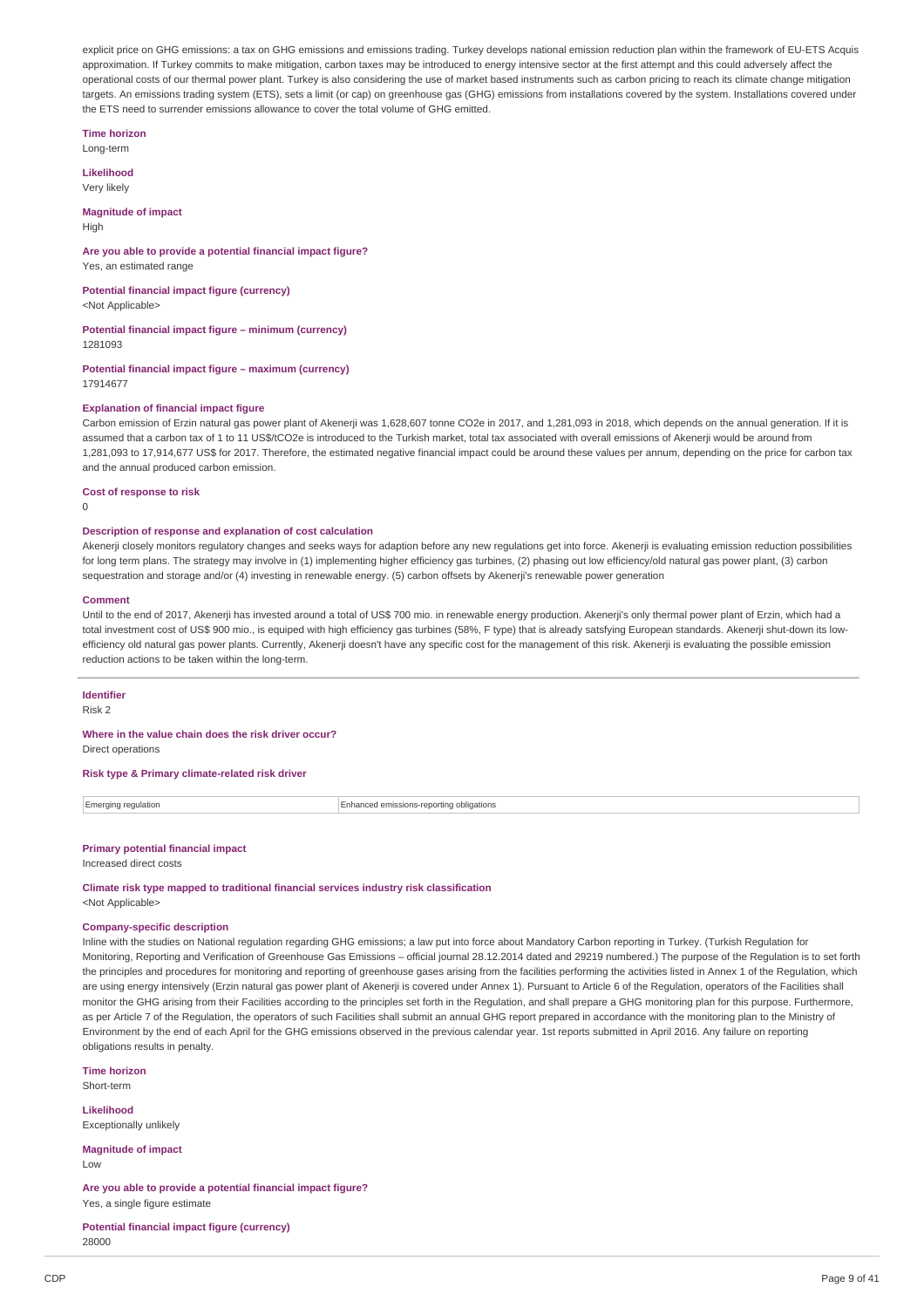explicit price on GHG emissions: a tax on GHG emissions and emissions trading. Turkey develops national emission reduction plan within the framework of EU-ETS Acquis approximation. If Turkey commits to make mitigation, carbon taxes may be introduced to energy intensive sector at the first attempt and this could adversely affect the operational costs of our thermal power plant. Turkey is also considering the use of market based instruments such as carbon pricing to reach its climate change mitigation targets. An emissions trading system (ETS), sets a limit (or cap) on greenhouse gas (GHG) emissions from installations covered by the system. Installations covered under the ETS need to surrender emissions allowance to cover the total volume of GHG emitted.

**Time horizon**
Long-term

**Likelihood**
Very likely

**Magnitude of impact**
High

**Are you able to provide a potential financial impact figure?**
Yes, an estimated range

**Potential financial impact figure (currency)**
<Not Applicable>

**Potential financial impact figure – minimum (currency)**
1281093

**Potential financial impact figure – maximum (currency)**
17914677

**Explanation of financial impact figure**
Carbon emission of Erzin natural gas power plant of Akenerji was 1,628,607 tonne CO2e in 2017, and 1,281,093 in 2018, which depends on the annual generation. If it is assumed that a carbon tax of 1 to 11 US$/tCO2e is introduced to the Turkish market, total tax associated with overall emissions of Akenerji would be around from 1,281,093 to 17,914,677 US$ for 2017. Therefore, the estimated negative financial impact could be around these values per annum, depending on the price for carbon tax and the annual produced carbon emission.

**Cost of response to risk**
0

**Description of response and explanation of cost calculation**
Akenerji closely monitors regulatory changes and seeks ways for adaption before any new regulations get into force. Akenerji is evaluating emission reduction possibilities for long term plans. The strategy may involve in (1) implementing higher efficiency gas turbines, (2) phasing out low efficiency/old natural gas power plant, (3) carbon sequestration and storage and/or (4) investing in renewable energy. (5) carbon offsets by Akenerji's renewable power generation

**Comment**
Until to the end of 2017, Akenerji has invested around a total of US$ 700 mio. in renewable energy production. Akenerji's only thermal power plant of Erzin, which had a total investment cost of US$ 900 mio., is equiped with high efficiency gas turbines (58%, F type) that is already satsfying European standards. Akenerji shut-down its low-efficiency old natural gas power plants. Currently, Akenerji doesn't have any specific cost for the management of this risk. Akenerji is evaluating the possible emission reduction actions to be taken within the long-term.

**Identifier**
Risk 2

**Where in the value chain does the risk driver occur?**
Direct operations

**Risk type & Primary climate-related risk driver**

| | |
|---|---|
| Emerging regulation | Enhanced emissions-reporting obligations |

**Primary potential financial impact**
Increased direct costs

**Climate risk type mapped to traditional financial services industry risk classification**
<Not Applicable>

**Company-specific description**
Inline with the studies on National regulation regarding GHG emissions; a law put into force about Mandatory Carbon reporting in Turkey. (Turkish Regulation for Monitoring, Reporting and Verification of Greenhouse Gas Emissions – official journal 28.12.2014 dated and 29219 numbered.) The purpose of the Regulation is to set forth the principles and procedures for monitoring and reporting of greenhouse gases arising from the facilities performing the activities listed in Annex 1 of the Regulation, which are using energy intensively (Erzin natural gas power plant of Akenerji is covered under Annex 1). Pursuant to Article 6 of the Regulation, operators of the Facilities shall monitor the GHG arising from their Facilities according to the principles set forth in the Regulation, and shall prepare a GHG monitoring plan for this purpose. Furthermore, as per Article 7 of the Regulation, the operators of such Facilities shall submit an annual GHG report prepared in accordance with the monitoring plan to the Ministry of Environment by the end of each April for the GHG emissions observed in the previous calendar year. 1st reports submitted in April 2016. Any failure on reporting obligations results in penalty.

**Time horizon**
Short-term

**Likelihood**
Exceptionally unlikely

**Magnitude of impact**
Low

**Are you able to provide a potential financial impact figure?**
Yes, a single figure estimate

**Potential financial impact figure (currency)**
28000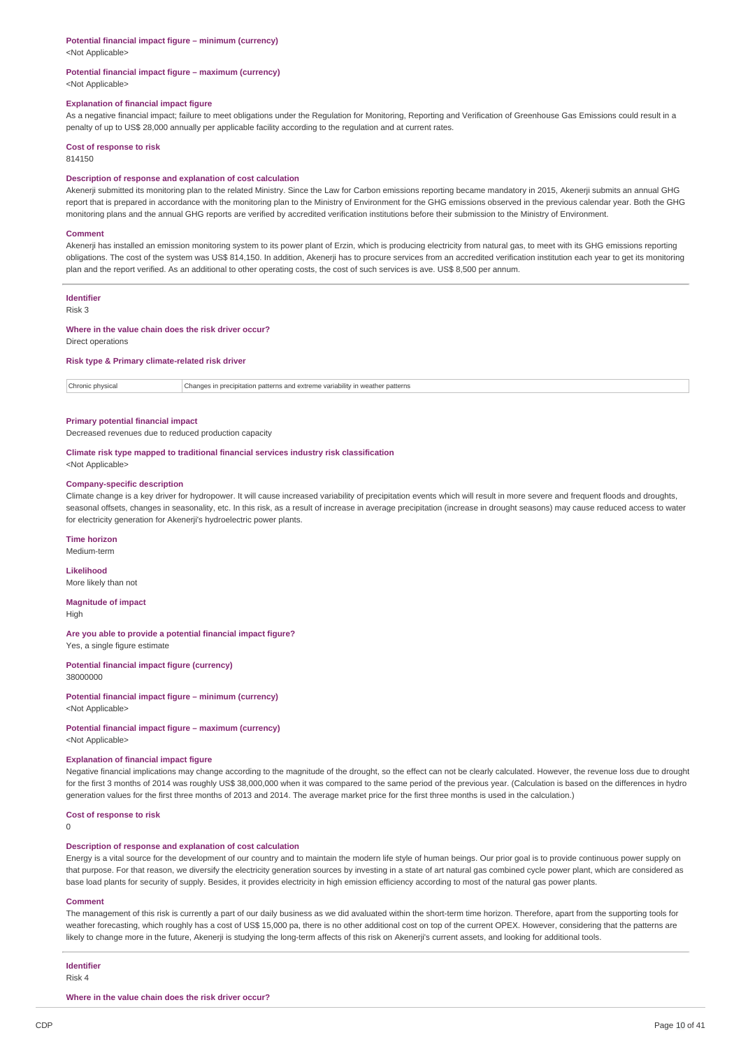**Potential financial impact figure – minimum (currency)**

<Not Applicable>

**Potential financial impact figure – maximum (currency)**

<Not Applicable>

**Explanation of financial impact figure**

As a negative financial impact; failure to meet obligations under the Regulation for Monitoring, Reporting and Verification of Greenhouse Gas Emissions could result in a penalty of up to US$ 28,000 annually per applicable facility according to the regulation and at current rates.

**Cost of response to risk**

814150

**Description of response and explanation of cost calculation**

Akenerji submitted its monitoring plan to the related Ministry. Since the Law for Carbon emissions reporting became mandatory in 2015, Akenerji submits an annual GHG report that is prepared in accordance with the monitoring plan to the Ministry of Environment for the GHG emissions observed in the previous calendar year. Both the GHG monitoring plans and the annual GHG reports are verified by accredited verification institutions before their submission to the Ministry of Environment.

**Comment**

Akenerji has installed an emission monitoring system to its power plant of Erzin, which is producing electricity from natural gas, to meet with its GHG emissions reporting obligations. The cost of the system was US$ 814,150. In addition, Akenerji has to procure services from an accredited verification institution each year to get its monitoring plan and the report verified. As an additional to other operating costs, the cost of such services is ave. US$ 8,500 per annum.

---

**Identifier**

Risk 3

**Where in the value chain does the risk driver occur?**

Direct operations

**Risk type & Primary climate-related risk driver**

| Chronic physical | Changes in precipitation patterns and extreme variability in weather patterns |
|---|---|

**Primary potential financial impact**

Decreased revenues due to reduced production capacity

**Climate risk type mapped to traditional financial services industry risk classification**

<Not Applicable>

**Company-specific description**

Climate change is a key driver for hydropower. It will cause increased variability of precipitation events which will result in more severe and frequent floods and droughts, seasonal offsets, changes in seasonality, etc. In this risk, as a result of increase in average precipitation (increase in drought seasons) may cause reduced access to water for electricity generation for Akenerji's hydroelectric power plants.

**Time horizon**

Medium-term

**Likelihood**

More likely than not

**Magnitude of impact**

High

**Are you able to provide a potential financial impact figure?**

Yes, a single figure estimate

**Potential financial impact figure (currency)**

38000000

**Potential financial impact figure – minimum (currency)**

<Not Applicable>

**Potential financial impact figure – maximum (currency)**

<Not Applicable>

**Explanation of financial impact figure**

Negative financial implications may change according to the magnitude of the drought, so the effect can not be clearly calculated. However, the revenue loss due to drought for the first 3 months of 2014 was roughly US$ 38,000,000 when it was compared to the same period of the previous year. (Calculation is based on the differences in hydro generation values for the first three months of 2013 and 2014. The average market price for the first three months is used in the calculation.)

**Cost of response to risk**

0

**Description of response and explanation of cost calculation**

Energy is a vital source for the development of our country and to maintain the modern life style of human beings. Our prior goal is to provide continuous power supply on that purpose. For that reason, we diversify the electricity generation sources by investing in a state of art natural gas combined cycle power plant, which are considered as base load plants for security of supply. Besides, it provides electricity in high emission efficiency according to most of the natural gas power plants.

**Comment**

The management of this risk is currently a part of our daily business as we did avaluated within the short-term time horizon. Therefore, apart from the supporting tools for weather forecasting, which roughly has a cost of US$ 15,000 pa, there is no other additional cost on top of the current OPEX. However, considering that the patterns are likely to change more in the future, Akenerji is studying the long-term affects of this risk on Akenerji's current assets, and looking for additional tools.

---

**Identifier**

Risk 4

**Where in the value chain does the risk driver occur?**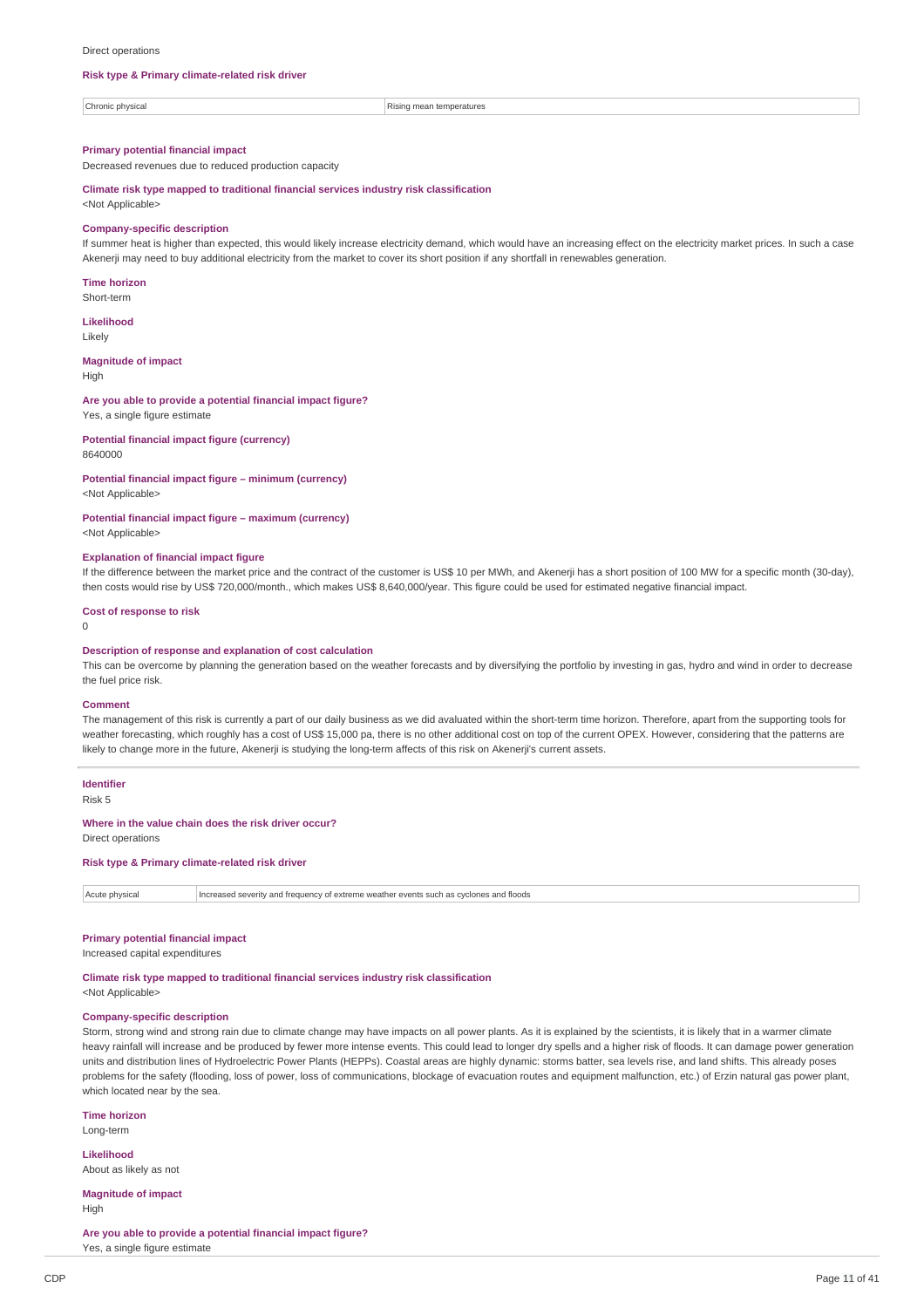Direct operations

**Risk type & Primary climate-related risk driver**

| Chronic physical | Rising mean temperatures |
|---|---|

**Primary potential financial impact**

Decreased revenues due to reduced production capacity

**Climate risk type mapped to traditional financial services industry risk classification**

<Not Applicable>

**Company-specific description**

If summer heat is higher than expected, this would likely increase electricity demand, which would have an increasing effect on the electricity market prices. In such a case Akenerji may need to buy additional electricity from the market to cover its short position if any shortfall in renewables generation.

**Time horizon**

Short-term

**Likelihood**

Likely

**Magnitude of impact**

High

**Are you able to provide a potential financial impact figure?**

Yes, a single figure estimate

**Potential financial impact figure (currency)**

8640000

**Potential financial impact figure – minimum (currency)**

<Not Applicable>

**Potential financial impact figure – maximum (currency)**

<Not Applicable>

**Explanation of financial impact figure**

If the difference between the market price and the contract of the customer is US$ 10 per MWh, and Akenerji has a short position of 100 MW for a specific month (30-day), then costs would rise by US$ 720,000/month., which makes US$ 8,640,000/year. This figure could be used for estimated negative financial impact.

**Cost of response to risk**

0

**Description of response and explanation of cost calculation**

This can be overcome by planning the generation based on the weather forecasts and by diversifying the portfolio by investing in gas, hydro and wind in order to decrease the fuel price risk.

**Comment**

The management of this risk is currently a part of our daily business as we did avaluated within the short-term time horizon. Therefore, apart from the supporting tools for weather forecasting, which roughly has a cost of US$ 15,000 pa, there is no other additional cost on top of the current OPEX. However, considering that the patterns are likely to change more in the future, Akenerji is studying the long-term affects of this risk on Akenerji's current assets.

---

**Identifier**

Risk 5

**Where in the value chain does the risk driver occur?**

Direct operations

**Risk type & Primary climate-related risk driver**

| Acute physical | Increased severity and frequency of extreme weather events such as cyclones and floods |
|---|---|

**Primary potential financial impact**

Increased capital expenditures

**Climate risk type mapped to traditional financial services industry risk classification**

<Not Applicable>

**Company-specific description**

Storm, strong wind and strong rain due to climate change may have impacts on all power plants. As it is explained by the scientists, it is likely that in a warmer climate heavy rainfall will increase and be produced by fewer more intense events. This could lead to longer dry spells and a higher risk of floods. It can damage power generation units and distribution lines of Hydroelectric Power Plants (HEPPs). Coastal areas are highly dynamic: storms batter, sea levels rise, and land shifts. This already poses problems for the safety (flooding, loss of power, loss of communications, blockage of evacuation routes and equipment malfunction, etc.) of Erzin natural gas power plant, which located near by the sea.

**Time horizon**

Long-term

**Likelihood**

About as likely as not

**Magnitude of impact**

High

**Are you able to provide a potential financial impact figure?**

Yes, a single figure estimate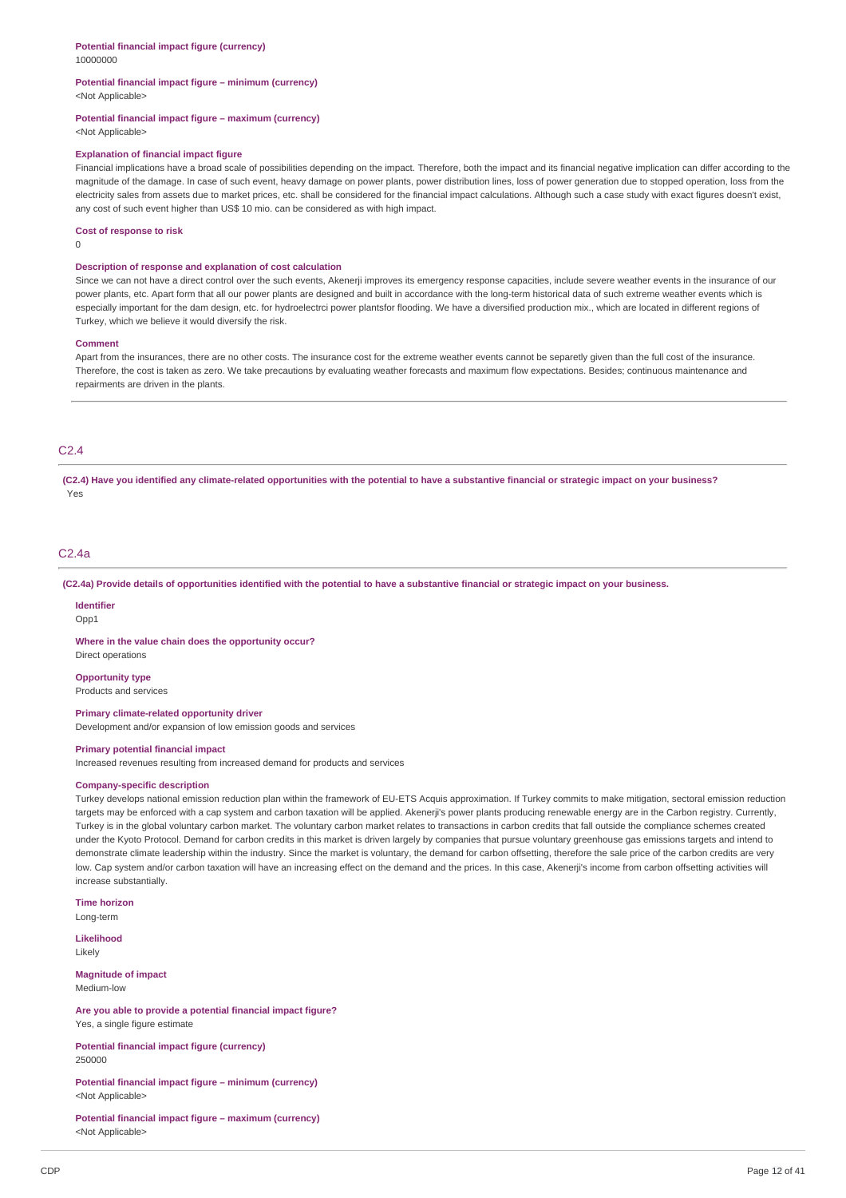**Potential financial impact figure (currency)**
10000000

**Potential financial impact figure – minimum (currency)**
<Not Applicable>

**Potential financial impact figure – maximum (currency)**
<Not Applicable>

**Explanation of financial impact figure**
Financial implications have a broad scale of possibilities depending on the impact. Therefore, both the impact and its financial negative implication can differ according to the magnitude of the damage. In case of such event, heavy damage on power plants, power distribution lines, loss of power generation due to stopped operation, loss from the electricity sales from assets due to market prices, etc. shall be considered for the financial impact calculations. Although such a case study with exact figures doesn't exist, any cost of such event higher than US$ 10 mio. can be considered as with high impact.

**Cost of response to risk**
0

**Description of response and explanation of cost calculation**
Since we can not have a direct control over the such events, Akenerji improves its emergency response capacities, include severe weather events in the insurance of our power plants, etc. Apart form that all our power plants are designed and built in accordance with the long-term historical data of such extreme weather events which is especially important for the dam design, etc. for hydroelectrci power plantsfor flooding. We have a diversified production mix., which are located in different regions of Turkey, which we believe it would diversify the risk.

**Comment**
Apart from the insurances, there are no other costs. The insurance cost for the extreme weather events cannot be separetly given than the full cost of the insurance. Therefore, the cost is taken as zero. We take precautions by evaluating weather forecasts and maximum flow expectations. Besides; continuous maintenance and repairments are driven in the plants.

## C2.4

**(C2.4) Have you identified any climate-related opportunities with the potential to have a substantive financial or strategic impact on your business?**
Yes

## C2.4a

**(C2.4a) Provide details of opportunities identified with the potential to have a substantive financial or strategic impact on your business.**

**Identifier**
Opp1

**Where in the value chain does the opportunity occur?**
Direct operations

**Opportunity type**
Products and services

**Primary climate-related opportunity driver**
Development and/or expansion of low emission goods and services

**Primary potential financial impact**
Increased revenues resulting from increased demand for products and services

**Company-specific description**
Turkey develops national emission reduction plan within the framework of EU-ETS Acquis approximation. If Turkey commits to make mitigation, sectoral emission reduction targets may be enforced with a cap system and carbon taxation will be applied. Akenerji's power plants producing renewable energy are in the Carbon registry. Currently, Turkey is in the global voluntary carbon market. The voluntary carbon market relates to transactions in carbon credits that fall outside the compliance schemes created under the Kyoto Protocol. Demand for carbon credits in this market is driven largely by companies that pursue voluntary greenhouse gas emissions targets and intend to demonstrate climate leadership within the industry. Since the market is voluntary, the demand for carbon offsetting, therefore the sale price of the carbon credits are very low. Cap system and/or carbon taxation will have an increasing effect on the demand and the prices. In this case, Akenerji's income from carbon offsetting activities will increase substantially.

**Time horizon**
Long-term

**Likelihood**
Likely

**Magnitude of impact**
Medium-low

**Are you able to provide a potential financial impact figure?**
Yes, a single figure estimate

**Potential financial impact figure (currency)**
250000

**Potential financial impact figure – minimum (currency)**
<Not Applicable>

**Potential financial impact figure – maximum (currency)**
<Not Applicable>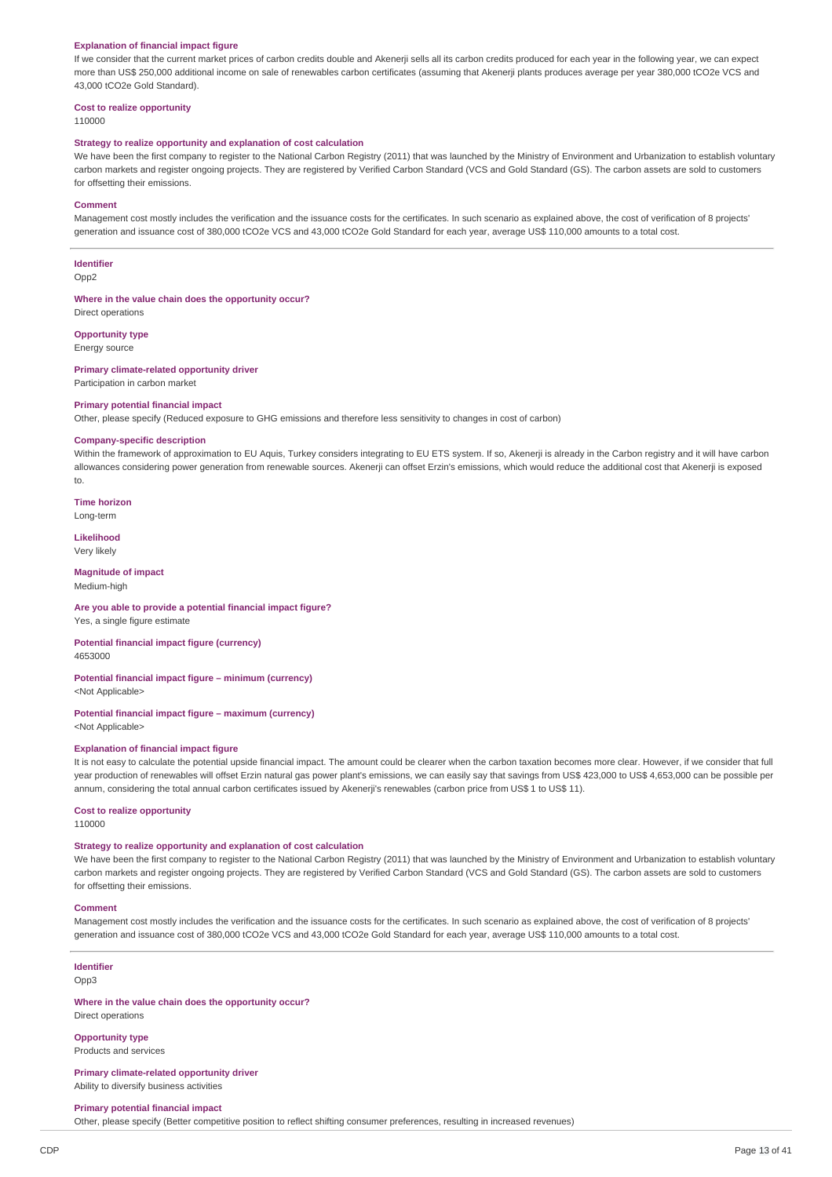**Explanation of financial impact figure**

If we consider that the current market prices of carbon credits double and Akenerji sells all its carbon credits produced for each year in the following year, we can expect more than US$ 250,000 additional income on sale of renewables carbon certificates (assuming that Akenerji plants produces average per year 380,000 tCO2e VCS and 43,000 tCO2e Gold Standard).

**Cost to realize opportunity**

110000

**Strategy to realize opportunity and explanation of cost calculation**

We have been the first company to register to the National Carbon Registry (2011) that was launched by the Ministry of Environment and Urbanization to establish voluntary carbon markets and register ongoing projects. They are registered by Verified Carbon Standard (VCS and Gold Standard (GS). The carbon assets are sold to customers for offsetting their emissions.

**Comment**

Management cost mostly includes the verification and the issuance costs for the certificates. In such scenario as explained above, the cost of verification of 8 projects' generation and issuance cost of 380,000 tCO2e VCS and 43,000 tCO2e Gold Standard for each year, average US$ 110,000 amounts to a total cost.

---

**Identifier**

Opp2

**Where in the value chain does the opportunity occur?**

Direct operations

**Opportunity type**

Energy source

**Primary climate-related opportunity driver**

Participation in carbon market

**Primary potential financial impact**

Other, please specify (Reduced exposure to GHG emissions and therefore less sensitivity to changes in cost of carbon)

**Company-specific description**

Within the framework of approximation to EU Aquis, Turkey considers integrating to EU ETS system. If so, Akenerji is already in the Carbon registry and it will have carbon allowances considering power generation from renewable sources. Akenerji can offset Erzin's emissions, which would reduce the additional cost that Akenerji is exposed to.

**Time horizon**

Long-term

**Likelihood**

Very likely

**Magnitude of impact**

Medium-high

**Are you able to provide a potential financial impact figure?**

Yes, a single figure estimate

**Potential financial impact figure (currency)**

4653000

**Potential financial impact figure – minimum (currency)**

<Not Applicable>

**Potential financial impact figure – maximum (currency)**

<Not Applicable>

**Explanation of financial impact figure**

It is not easy to calculate the potential upside financial impact. The amount could be clearer when the carbon taxation becomes more clear. However, if we consider that full year production of renewables will offset Erzin natural gas power plant's emissions, we can easily say that savings from US$ 423,000 to US$ 4,653,000 can be possible per annum, considering the total annual carbon certificates issued by Akenerji's renewables (carbon price from US$ 1 to US$ 11).

**Cost to realize opportunity**

110000

**Strategy to realize opportunity and explanation of cost calculation**

We have been the first company to register to the National Carbon Registry (2011) that was launched by the Ministry of Environment and Urbanization to establish voluntary carbon markets and register ongoing projects. They are registered by Verified Carbon Standard (VCS and Gold Standard (GS). The carbon assets are sold to customers for offsetting their emissions.

**Comment**

Management cost mostly includes the verification and the issuance costs for the certificates. In such scenario as explained above, the cost of verification of 8 projects' generation and issuance cost of 380,000 tCO2e VCS and 43,000 tCO2e Gold Standard for each year, average US$ 110,000 amounts to a total cost.

---

**Identifier**

Opp3

**Where in the value chain does the opportunity occur?**

Direct operations

**Opportunity type**

Products and services

**Primary climate-related opportunity driver**

Ability to diversify business activities

**Primary potential financial impact**

Other, please specify (Better competitive position to reflect shifting consumer preferences, resulting in increased revenues)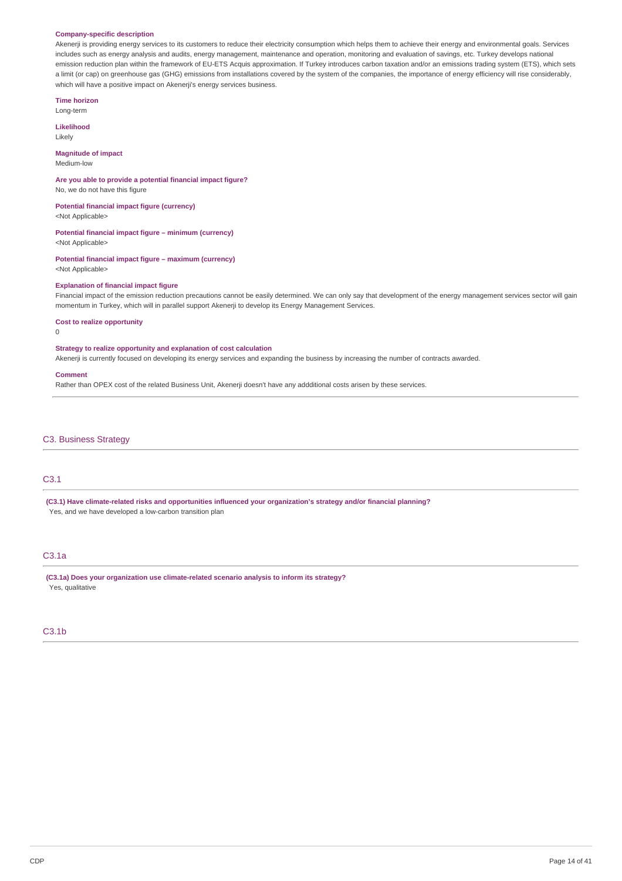**Company-specific description**

Akenerji is providing energy services to its customers to reduce their electricity consumption which helps them to achieve their energy and environmental goals. Services includes such as energy analysis and audits, energy management, maintenance and operation, monitoring and evaluation of savings, etc. Turkey develops national emission reduction plan within the framework of EU-ETS Acquis approximation. If Turkey introduces carbon taxation and/or an emissions trading system (ETS), which sets a limit (or cap) on greenhouse gas (GHG) emissions from installations covered by the system of the companies, the importance of energy efficiency will rise considerably, which will have a positive impact on Akenerji's energy services business.

**Time horizon**

Long-term

**Likelihood**

Likely

**Magnitude of impact**

Medium-low

**Are you able to provide a potential financial impact figure?**

No, we do not have this figure

**Potential financial impact figure (currency)**

<Not Applicable>

**Potential financial impact figure – minimum (currency)**

<Not Applicable>

**Potential financial impact figure – maximum (currency)**

<Not Applicable>

**Explanation of financial impact figure**

Financial impact of the emission reduction precautions cannot be easily determined. We can only say that development of the energy management services sector will gain momentum in Turkey, which will in parallel support Akenerji to develop its Energy Management Services.

**Cost to realize opportunity**

0

**Strategy to realize opportunity and explanation of cost calculation**

Akenerji is currently focused on developing its energy services and expanding the business by increasing the number of contracts awarded.

**Comment**

Rather than OPEX cost of the related Business Unit, Akenerji doesn't have any addditional costs arisen by these services.

## C3. Business Strategy

### C3.1

**(C3.1) Have climate-related risks and opportunities influenced your organization's strategy and/or financial planning?**

Yes, and we have developed a low-carbon transition plan

### C3.1a

**(C3.1a) Does your organization use climate-related scenario analysis to inform its strategy?**

Yes, qualitative

### C3.1b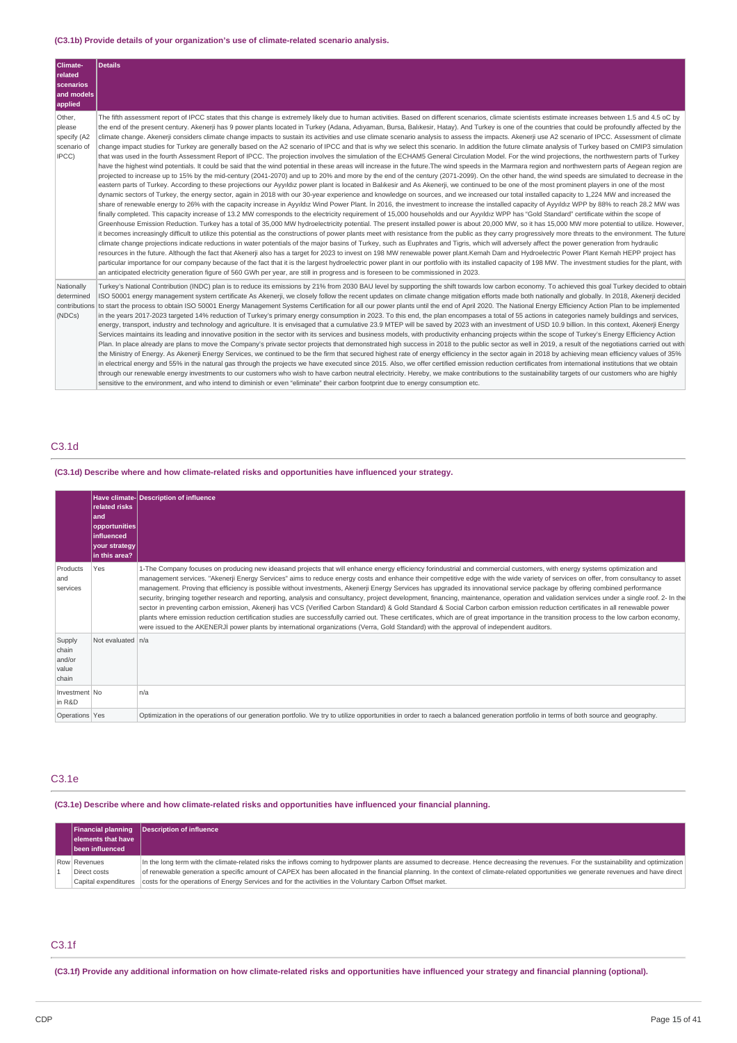**(C3.1b) Provide details of your organization's use of climate-related scenario analysis.**

| Climate-related scenarios and models applied | Details |
|---|---|
| Other, please specify (A2 scenario of IPCC) | The fifth assessment report of IPCC states that this change is extremely likely due to human activities. Based on different scenarios, climate scientists estimate increases between 1.5 and 4.5 oC by the end of the present century. Akenerji has 9 power plants located in Turkey (Adana, Adıyaman, Bursa, Balıkesir, Hatay). And Turkey is one of the countries that could be profoundly affected by the climate change. Akenerji considers climate change impacts to sustain its activities and use climate scenario analysis to assess the impacts. Akenerji use A2 scenario of IPCC. Assessment of climate change impact studies for Turkey are generally based on the A2 scenario of IPCC and that is why we select this scenario. In addition the future climate analysis of Turkey based on CMIP3 simulation that was used in the fourth Assessment Report of IPCC. The projection involves the simulation of the ECHAM5 General Circulation Model. For the wind projections, the northwestern parts of Turkey have the highest wind potentials. It could be said that the wind potential in these areas will increase in the future.The wind speeds in the Marmara region and northwestern parts of Aegean region are projected to increase up to 15% by the mid-century (2041-2070) and up to 20% and more by the end of the century (2071-2099). On the other hand, the wind speeds are simulated to decrease in the eastern parts of Turkey. According to these projections our Ayyıldız power plant is located in Balıkesir and As Akenerji, we continued to be one of the most prominent players in one of the most dynamic sectors of Turkey, the energy sector, again in 2018 with our 30-year experience and knowledge on sources, and we increased our total installed capacity to 1,224 MW and increased the share of renewable energy to 26% with the capacity increase in Ayyıldız Wind Power Plant. In 2016, the investment to increase the installed capacity of Ayyıldız WPP by 88% to reach 28.2 MW was finally completed. This capacity increase of 13.2 MW corresponds to the electricity requirement of 15,000 households and our Ayyıldız WPP has "Gold Standard" certificate within the scope of Greenhouse Emission Reduction. Turkey has a total of 35,000 MW hydroelectricity potential. The present installed power is about 20,000 MW, so it has 15,000 MW more potential to utilize. However, it becomes increasingly difficult to utilize this potential as the constructions of power plants meet with resistance from the public as they carry progressively more threats to the environment. The future climate change projections indicate reductions in water potentials of the major basins of Turkey, such as Euphrates and Tigris, which will adversely affect the power generation from hydraulic resources in the future. Although the fact that Akenerji also has a target for 2023 to invest on 198 MW renewable power plant.Kemah Dam and Hydroelectric Power Plant Kemah HEPP project has particular importance for our company because of the fact that it is the largest hydroelectric power plant in our portfolio with its installed capacity of 198 MW. The investment studies for the plant, with an anticipated electricity generation figure of 560 GWh per year, are still in progress and is foreseen to be commissioned in 2023. |
| Nationally determined contributions (NDCs) | Turkey's National Contribution (INDC) plan is to reduce its emissions by 21% from 2030 BAU level by supporting the shift towards low carbon economy. To achieved this goal Turkey decided to obtain ISO 50001 energy management system certificate As Akenerji, we closely follow the recent updates on climate change mitigation efforts made both nationally and globally. In 2018, Akenerji decided to start the process to obtain ISO 50001 Energy Management Systems Certification for all our power plants until the end of April 2020. The National Energy Efficiency Action Plan to be implemented in the years 2017-2023 targeted 14% reduction of Turkey's primary energy consumption in 2023. To this end, the plan encompasses a total of 55 actions in categories namely buildings and services, energy, transport, industry and technology and agriculture. It is envisaged that a cumulative 23.9 MTEP will be saved by 2023 with an investment of USD 10.9 billion. In this context, Akenerji Energy Services maintains its leading and innovative position in the sector with its services and business models, with productivity enhancing projects within the scope of Turkey's Energy Efficiency Action Plan. In place already are plans to move the Company's private sector projects that demonstrated high success in 2018 to the public sector as well in 2019, a result of the negotiations carried out with the Ministry of Energy. As Akenerji Energy Services, we continued to be the firm that secured highest rate of energy efficiency in the sector again in 2018 by achieving mean efficiency values of 35% in electrical energy and 55% in the natural gas through the projects we have executed since 2015. Also, we offer certified emission reduction certificates from international institutions that we obtain through our renewable energy investments to our customers who wish to have carbon neutral electricity. Hereby, we make contributions to the sustainability targets of our customers who are highly sensitive to the environment, and who intend to diminish or even "eliminate" their carbon footprint due to energy consumption etc. |

## C3.1d

**(C3.1d) Describe where and how climate-related risks and opportunities have influenced your strategy.**

| | Have climate-related risks and opportunities influenced your strategy in this area? | Description of influence |
|---|---|---|
| Products and services | Yes | 1-The Company focuses on producing new ideasand projects that will enhance energy efficiency forindustrial and commercial customers, with energy systems optimization and management services. "Akenerji Energy Services" aims to reduce energy costs and enhance their competitive edge with the wide variety of services on offer, from consultancy to asset management. Proving that efficiency is possible without investments, Akenerji Energy Services has upgraded its innovational service package by offering combined performance security, bringing together research and reporting, analysis and consultancy, project development, financing, maintenance, operation and validation services under a single roof. 2- In the sector in preventing carbon emission, Akenerji has VCS (Verified Carbon Standard) & Gold Standard & Social Carbon carbon emission reduction certificates in all renewable power plants where emission reduction certification studies are successfully carried out. These certificates, which are of great importance in the transition process to the low carbon economy, were issued to the AKENERJİ power plants by international organizations (Verra, Gold Standard) with the approval of independent auditors. |
| Supply chain and/or value chain | Not evaluated | n/a |
| Investment in R&D | No | n/a |
| Operations | Yes | Optimization in the operations of our generation portfolio. We try to utilize opportunities in order to raech a balanced generation portfolio in terms of both source and geography. |

## C3.1e

**(C3.1e) Describe where and how climate-related risks and opportunities have influenced your financial planning.**

| | Financial planning elements that have been influenced | Description of influence |
|---|---|---|
| Row 1 | Revenues<br>Direct costs<br>Capital expenditures | In the long term with the climate-related risks the inflows coming to hydrpower plants are assumed to decrease. Hence decreasing the revenues. For the sustainability and optimization of renewable generation a specific amount of CAPEX has been allocated in the financial planning. In the context of climate-related opportunities we generate revenues and have direct costs for the operations of Energy Services and for the activities in the Voluntary Carbon Offset market. |

## C3.1f

**(C3.1f) Provide any additional information on how climate-related risks and opportunities have influenced your strategy and financial planning (optional).**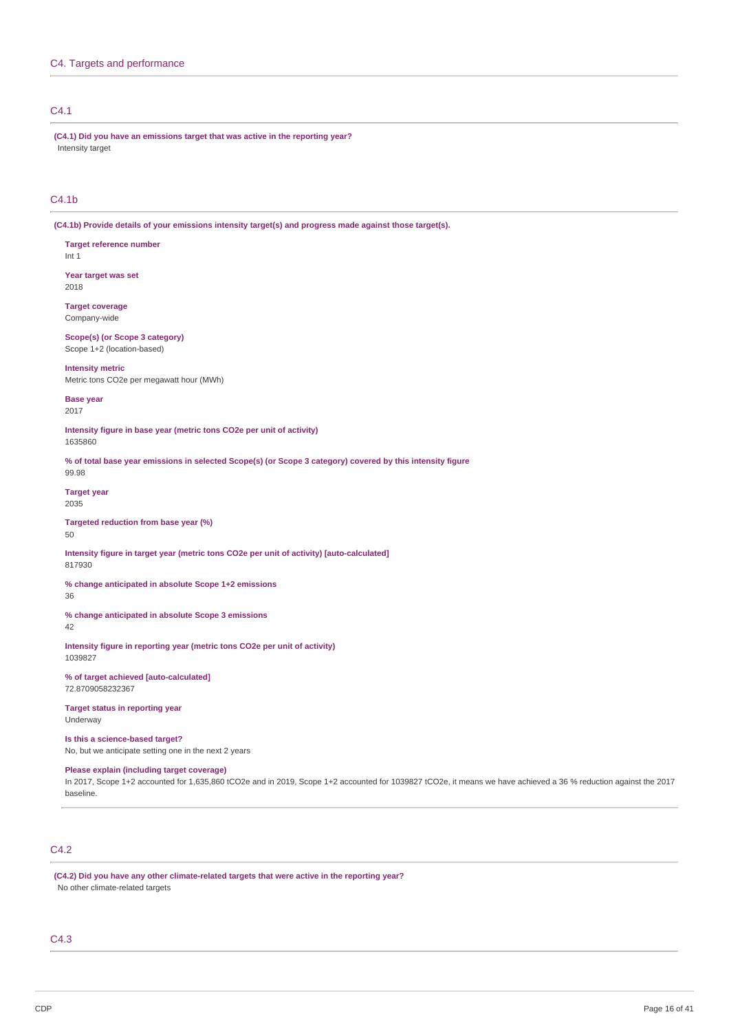## C4. Targets and performance

### C4.1

**(C4.1) Did you have an emissions target that was active in the reporting year?**

Intensity target

### C4.1b

**(C4.1b) Provide details of your emissions intensity target(s) and progress made against those target(s).**

**Target reference number**
Int 1

**Year target was set**
2018

**Target coverage**
Company-wide

**Scope(s) (or Scope 3 category)**
Scope 1+2 (location-based)

**Intensity metric**
Metric tons CO2e per megawatt hour (MWh)

**Base year**
2017

**Intensity figure in base year (metric tons CO2e per unit of activity)**
1635860

**% of total base year emissions in selected Scope(s) (or Scope 3 category) covered by this intensity figure**
99.98

**Target year**
2035

**Targeted reduction from base year (%)**
50

**Intensity figure in target year (metric tons CO2e per unit of activity) [auto-calculated]**
817930

**% change anticipated in absolute Scope 1+2 emissions**
36

**% change anticipated in absolute Scope 3 emissions**
42

**Intensity figure in reporting year (metric tons CO2e per unit of activity)**
1039827

**% of target achieved [auto-calculated]**
72.8709058232367

**Target status in reporting year**
Underway

**Is this a science-based target?**
No, but we anticipate setting one in the next 2 years

**Please explain (including target coverage)**
In 2017, Scope 1+2 accounted for 1,635,860 tCO2e and in 2019, Scope 1+2 accounted for 1039827 tCO2e, it means we have achieved a 36 % reduction against the 2017 baseline.

### C4.2

**(C4.2) Did you have any other climate-related targets that were active in the reporting year?**

No other climate-related targets

### C4.3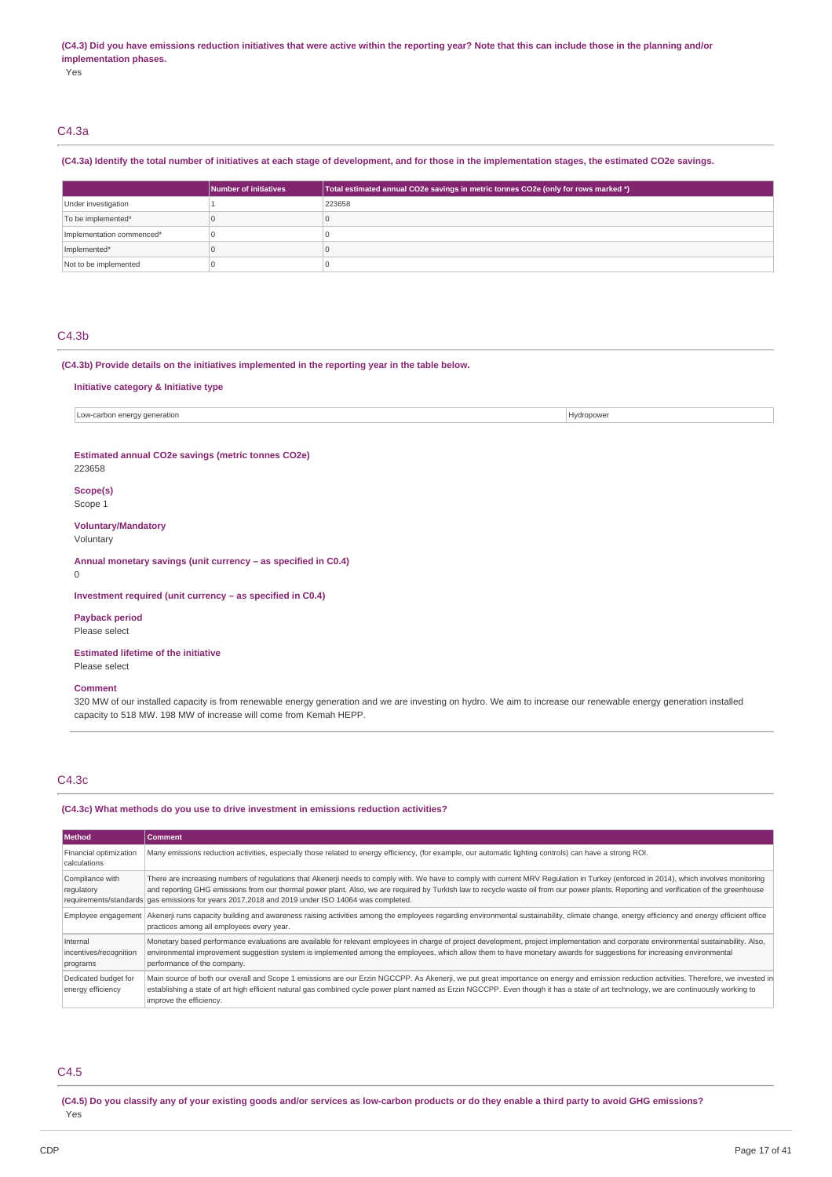**(C4.3) Did you have emissions reduction initiatives that were active within the reporting year? Note that this can include those in the planning and/or implementation phases.**

Yes

## C4.3a

**(C4.3a) Identify the total number of initiatives at each stage of development, and for those in the implementation stages, the estimated CO2e savings.**

| | Number of initiatives | Total estimated annual CO2e savings in metric tonnes CO2e (only for rows marked *) |
|---|---|---|
| Under investigation | 1 | 223658 |
| To be implemented* | 0 | 0 |
| Implementation commenced* | 0 | 0 |
| Implemented* | 0 | 0 |
| Not to be implemented | 0 | 0 |

## C4.3b

**(C4.3b) Provide details on the initiatives implemented in the reporting year in the table below.**

**Initiative category & Initiative type**

| | |
|---|---|
| Low-carbon energy generation | Hydropower |

**Estimated annual CO2e savings (metric tonnes CO2e)**

223658

**Scope(s)**

Scope 1

**Voluntary/Mandatory**

Voluntary

**Annual monetary savings (unit currency – as specified in C0.4)**

0

**Investment required (unit currency – as specified in C0.4)**

**Payback period**

Please select

**Estimated lifetime of the initiative**

Please select

**Comment**

320 MW of our installed capacity is from renewable energy generation and we are investing on hydro. We aim to increase our renewable energy generation installed capacity to 518 MW. 198 MW of increase will come from Kemah HEPP.

## C4.3c

**(C4.3c) What methods do you use to drive investment in emissions reduction activities?**

| Method | Comment |
|---|---|
| Financial optimization calculations | Many emissions reduction activities, especially those related to energy efficiency, (for example, our automatic lighting controls) can have a strong ROI. |
| Compliance with regulatory requirements/standards | There are increasing numbers of regulations that Akenerji needs to comply with. We have to comply with current MRV Regulation in Turkey (enforced in 2014), which involves monitoring and reporting GHG emissions from our thermal power plant. Also, we are required by Turkish law to recycle waste oil from our power plants. Reporting and verification of the greenhouse gas emissions for years 2017,2018 and 2019 under ISO 14064 was completed. |
| Employee engagement | Akenerji runs capacity building and awareness raising activities among the employees regarding environmental sustainability, climate change, energy efficiency and energy efficient office practices among all employees every year. |
| Internal incentives/recognition programs | Monetary based performance evaluations are available for relevant employees in charge of project development, project implementation and corporate environmental sustainability. Also, environmental improvement suggestion system is implemented among the employees, which allow them to have monetary awards for suggestions for increasing environmental performance of the company. |
| Dedicated budget for energy efficiency | Main source of both our overall and Scope 1 emissions are our Erzin NGCCPP. As Akenerji, we put great importance on energy and emission reduction activities. Therefore, we invested in establishing a state of art high efficient natural gas combined cycle power plant named as Erzin NGCCPP. Even though it has a state of art technology, we are continuously working to improve the efficiency. |

## C4.5

**(C4.5) Do you classify any of your existing goods and/or services as low-carbon products or do they enable a third party to avoid GHG emissions?**

Yes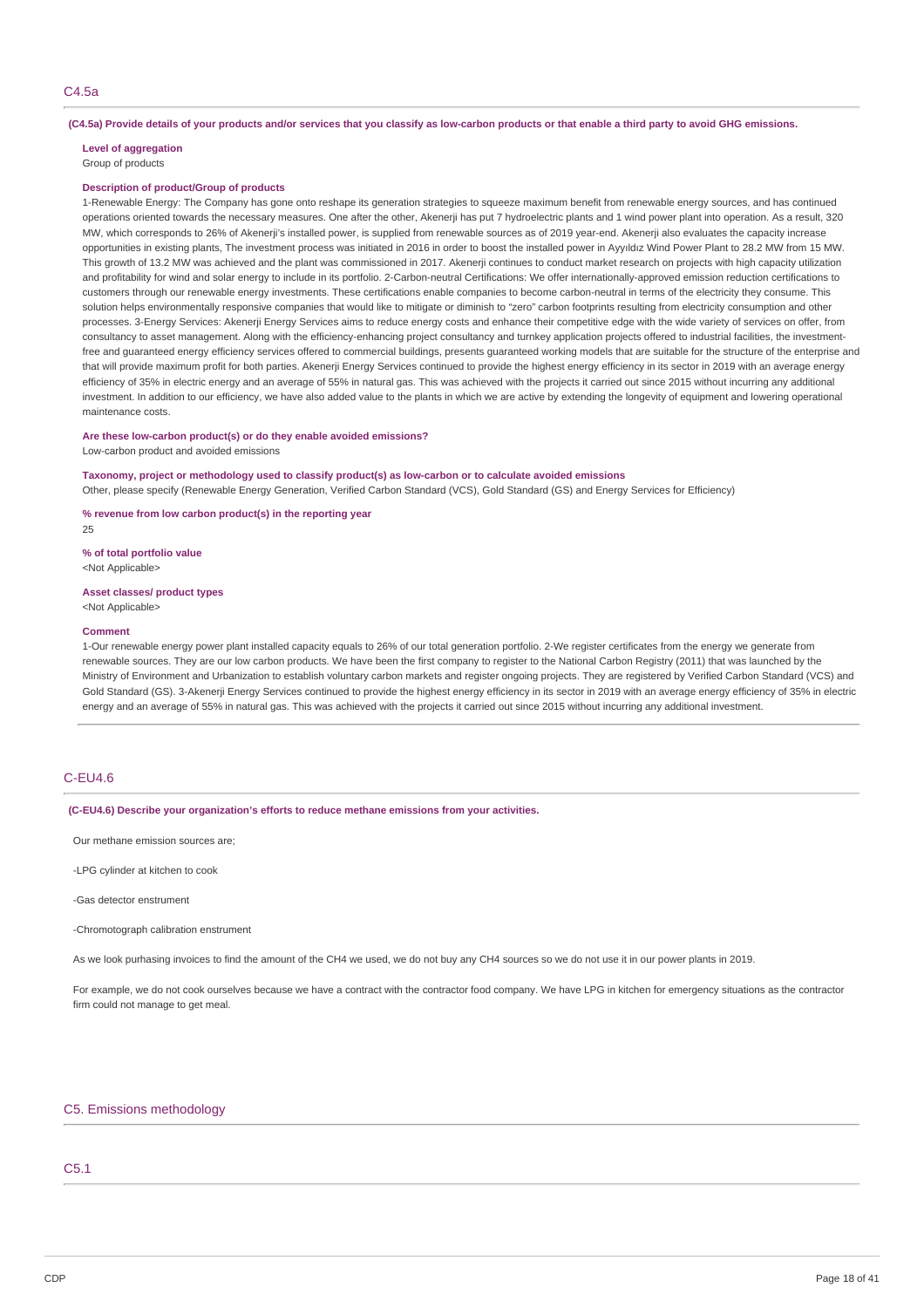## C4.5a

**(C4.5a) Provide details of your products and/or services that you classify as low-carbon products or that enable a third party to avoid GHG emissions.**

**Level of aggregation**

Group of products

**Description of product/Group of products**

1-Renewable Energy: The Company has gone onto reshape its generation strategies to squeeze maximum benefit from renewable energy sources, and has continued operations oriented towards the necessary measures. One after the other, Akenerji has put 7 hydroelectric plants and 1 wind power plant into operation. As a result, 320 MW, which corresponds to 26% of Akenerji's installed power, is supplied from renewable sources as of 2019 year-end. Akenerji also evaluates the capacity increase opportunities in existing plants, The investment process was initiated in 2016 in order to boost the installed power in Ayyıldız Wind Power Plant to 28.2 MW from 15 MW. This growth of 13.2 MW was achieved and the plant was commissioned in 2017. Akenerji continues to conduct market research on projects with high capacity utilization and profitability for wind and solar energy to include in its portfolio. 2-Carbon-neutral Certifications: We offer internationally-approved emission reduction certifications to customers through our renewable energy investments. These certifications enable companies to become carbon-neutral in terms of the electricity they consume. This solution helps environmentally responsive companies that would like to mitigate or diminish to "zero" carbon footprints resulting from electricity consumption and other processes. 3-Energy Services: Akenerji Energy Services aims to reduce energy costs and enhance their competitive edge with the wide variety of services on offer, from consultancy to asset management. Along with the efficiency-enhancing project consultancy and turnkey application projects offered to industrial facilities, the investment-free and guaranteed energy efficiency services offered to commercial buildings, presents guaranteed working models that are suitable for the structure of the enterprise and that will provide maximum profit for both parties. Akenerji Energy Services continued to provide the highest energy efficiency in its sector in 2019 with an average energy efficiency of 35% in electric energy and an average of 55% in natural gas. This was achieved with the projects it carried out since 2015 without incurring any additional investment. In addition to our efficiency, we have also added value to the plants in which we are active by extending the longevity of equipment and lowering operational maintenance costs.

**Are these low-carbon product(s) or do they enable avoided emissions?**

Low-carbon product and avoided emissions

**Taxonomy, project or methodology used to classify product(s) as low-carbon or to calculate avoided emissions**

Other, please specify (Renewable Energy Generation, Verified Carbon Standard (VCS), Gold Standard (GS) and Energy Services for Efficiency)

**% revenue from low carbon product(s) in the reporting year**

25

**% of total portfolio value**

<Not Applicable>

**Asset classes/ product types**

<Not Applicable>

**Comment**

1-Our renewable energy power plant installed capacity equals to 26% of our total generation portfolio. 2-We register certificates from the energy we generate from renewable sources. They are our low carbon products. We have been the first company to register to the National Carbon Registry (2011) that was launched by the Ministry of Environment and Urbanization to establish voluntary carbon markets and register ongoing projects. They are registered by Verified Carbon Standard (VCS) and Gold Standard (GS). 3-Akenerji Energy Services continued to provide the highest energy efficiency in its sector in 2019 with an average energy efficiency of 35% in electric energy and an average of 55% in natural gas. This was achieved with the projects it carried out since 2015 without incurring any additional investment.

## C-EU4.6

**(C-EU4.6) Describe your organization's efforts to reduce methane emissions from your activities.**

Our methane emission sources are;

-LPG cylinder at kitchen to cook

-Gas detector enstrument

-Chromotograph calibration enstrument

As we look purhasing invoices to find the amount of the CH4 we used, we do not buy any CH4 sources so we do not use it in our power plants in 2019.

For example, we do not cook ourselves because we have a contract with the contractor food company. We have LPG in kitchen for emergency situations as the contractor firm could not manage to get meal.

# C5. Emissions methodology

## C5.1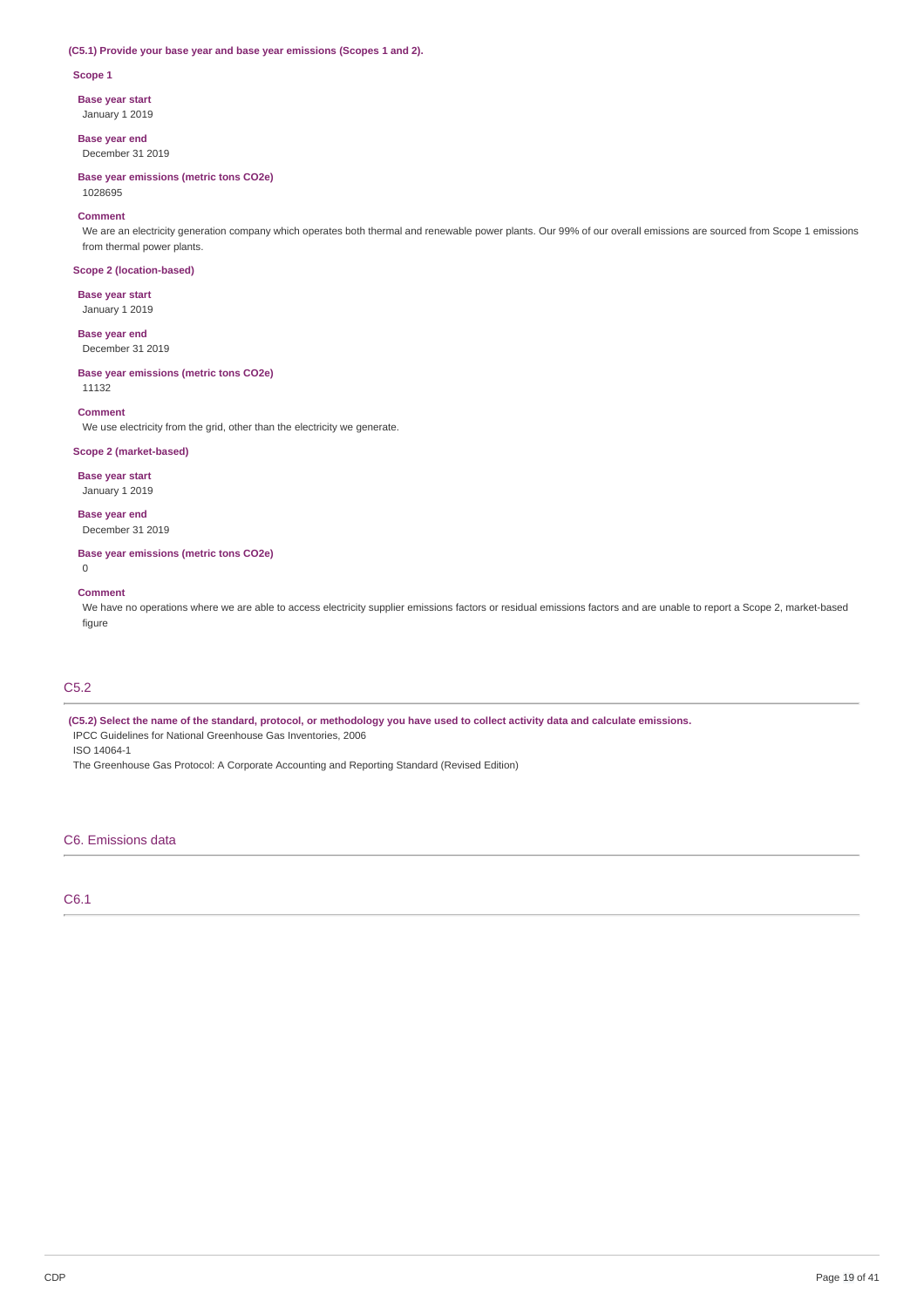**(C5.1) Provide your base year and base year emissions (Scopes 1 and 2).**

**Scope 1**

**Base year start**
January 1 2019

**Base year end**
December 31 2019

**Base year emissions (metric tons CO2e)**
1028695

**Comment**
We are an electricity generation company which operates both thermal and renewable power plants. Our 99% of our overall emissions are sourced from Scope 1 emissions from thermal power plants.

**Scope 2 (location-based)**

**Base year start**
January 1 2019

**Base year end**
December 31 2019

**Base year emissions (metric tons CO2e)**
11132

**Comment**
We use electricity from the grid, other than the electricity we generate.

**Scope 2 (market-based)**

**Base year start**
January 1 2019

**Base year end**
December 31 2019

**Base year emissions (metric tons CO2e)**
0

**Comment**
We have no operations where we are able to access electricity supplier emissions factors or residual emissions factors and are unable to report a Scope 2, market-based figure

## C5.2

**(C5.2) Select the name of the standard, protocol, or methodology you have used to collect activity data and calculate emissions.**

IPCC Guidelines for National Greenhouse Gas Inventories, 2006
ISO 14064-1
The Greenhouse Gas Protocol: A Corporate Accounting and Reporting Standard (Revised Edition)

# C6. Emissions data

## C6.1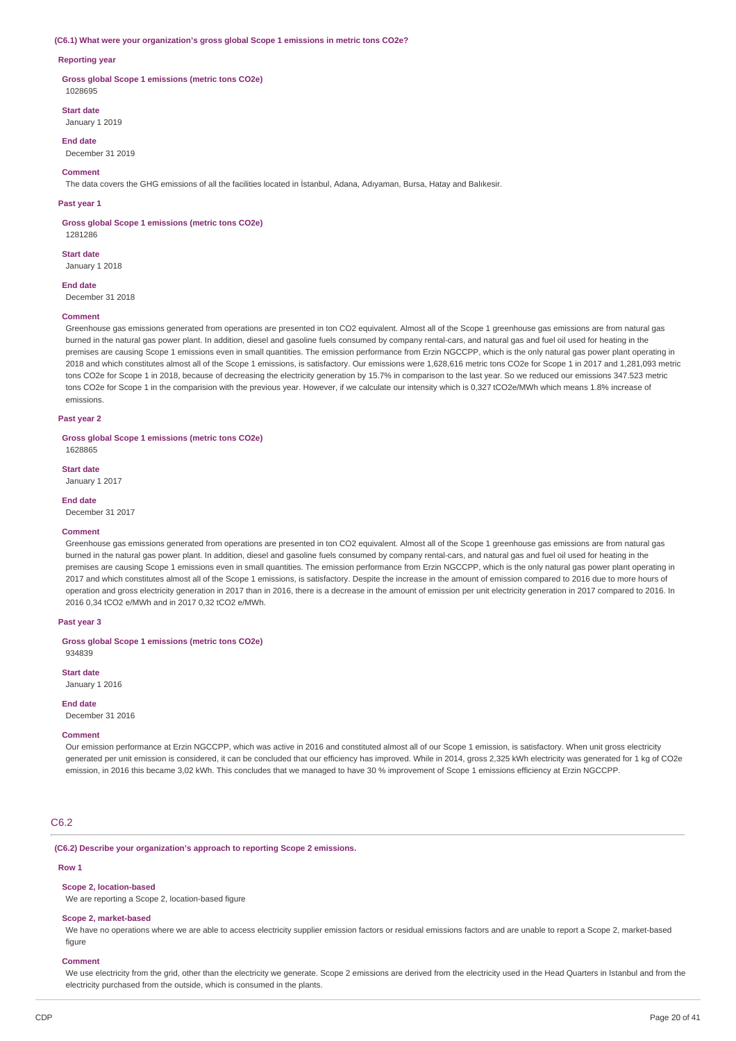**(C6.1) What were your organization's gross global Scope 1 emissions in metric tons CO2e?**

**Reporting year**

**Gross global Scope 1 emissions (metric tons CO2e)**
1028695

**Start date**
January 1 2019

**End date**
December 31 2019

**Comment**
The data covers the GHG emissions of all the facilities located in İstanbul, Adana, Adıyaman, Bursa, Hatay and Balıkesir.

**Past year 1**

**Gross global Scope 1 emissions (metric tons CO2e)**
1281286

**Start date**
January 1 2018

**End date**
December 31 2018

**Comment**
Greenhouse gas emissions generated from operations are presented in ton CO2 equivalent. Almost all of the Scope 1 greenhouse gas emissions are from natural gas burned in the natural gas power plant. In addition, diesel and gasoline fuels consumed by company rental-cars, and natural gas and fuel oil used for heating in the premises are causing Scope 1 emissions even in small quantities. The emission performance from Erzin NGCCPP, which is the only natural gas power plant operating in 2018 and which constitutes almost all of the Scope 1 emissions, is satisfactory. Our emissions were 1,628,616 metric tons CO2e for Scope 1 in 2017 and 1,281,093 metric tons CO2e for Scope 1 in 2018, because of decreasing the electricity generation by 15.7% in comparison to the last year. So we reduced our emissions 347.523 metric tons CO2e for Scope 1 in the comparision with the previous year. However, if we calculate our intensity which is 0,327 tCO2e/MWh which means 1.8% increase of emissions.

**Past year 2**

**Gross global Scope 1 emissions (metric tons CO2e)**
1628865

**Start date**
January 1 2017

**End date**
December 31 2017

**Comment**
Greenhouse gas emissions generated from operations are presented in ton CO2 equivalent. Almost all of the Scope 1 greenhouse gas emissions are from natural gas burned in the natural gas power plant. In addition, diesel and gasoline fuels consumed by company rental-cars, and natural gas and fuel oil used for heating in the premises are causing Scope 1 emissions even in small quantities. The emission performance from Erzin NGCCPP, which is the only natural gas power plant operating in 2017 and which constitutes almost all of the Scope 1 emissions, is satisfactory. Despite the increase in the amount of emission compared to 2016 due to more hours of operation and gross electricity generation in 2017 than in 2016, there is a decrease in the amount of emission per unit electricity generation in 2017 compared to 2016. In 2016 0,34 tCO2 e/MWh and in 2017 0,32 tCO2 e/MWh.

**Past year 3**

**Gross global Scope 1 emissions (metric tons CO2e)**
934839

**Start date**
January 1 2016

**End date**
December 31 2016

**Comment**
Our emission performance at Erzin NGCCPP, which was active in 2016 and constituted almost all of our Scope 1 emission, is satisfactory. When unit gross electricity generated per unit emission is considered, it can be concluded that our efficiency has improved. While in 2014, gross 2,325 kWh electricity was generated for 1 kg of CO2e emission, in 2016 this became 3,02 kWh. This concludes that we managed to have 30 % improvement of Scope 1 emissions efficiency at Erzin NGCCPP.

## C6.2

**(C6.2) Describe your organization's approach to reporting Scope 2 emissions.**

**Row 1**

**Scope 2, location-based**
We are reporting a Scope 2, location-based figure

**Scope 2, market-based**
We have no operations where we are able to access electricity supplier emission factors or residual emissions factors and are unable to report a Scope 2, market-based figure

**Comment**
We use electricity from the grid, other than the electricity we generate. Scope 2 emissions are derived from the electricity used in the Head Quarters in Istanbul and from the electricity purchased from the outside, which is consumed in the plants.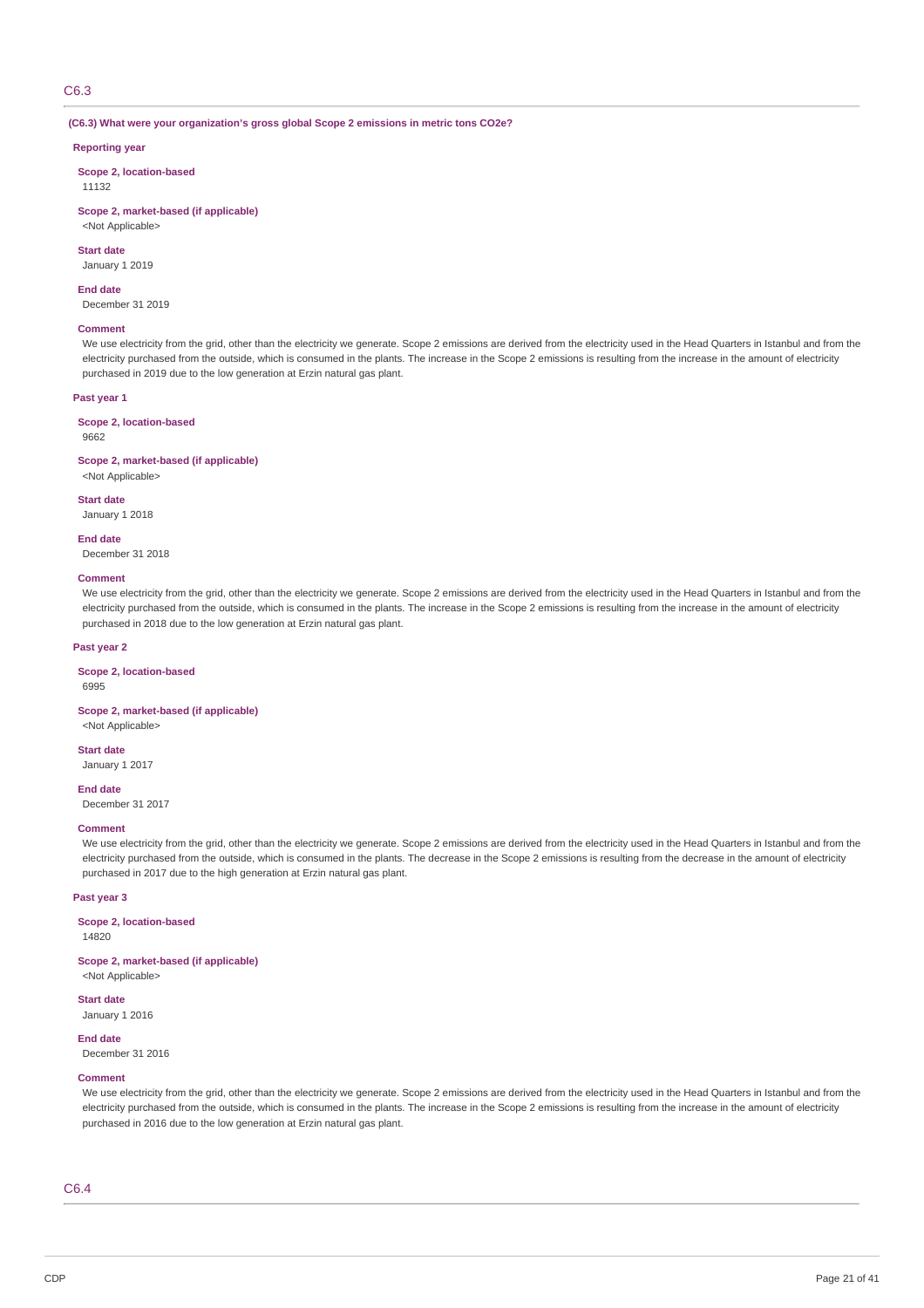## C6.3

**(C6.3) What were your organization's gross global Scope 2 emissions in metric tons CO2e?**

**Reporting year**

**Scope 2, location-based**
11132

**Scope 2, market-based (if applicable)**
<Not Applicable>

**Start date**
January 1 2019

**End date**
December 31 2019

**Comment**
We use electricity from the grid, other than the electricity we generate. Scope 2 emissions are derived from the electricity used in the Head Quarters in Istanbul and from the electricity purchased from the outside, which is consumed in the plants. The increase in the Scope 2 emissions is resulting from the increase in the amount of electricity purchased in 2019 due to the low generation at Erzin natural gas plant.

**Past year 1**

**Scope 2, location-based**
9662

**Scope 2, market-based (if applicable)**
<Not Applicable>

**Start date**
January 1 2018

**End date**
December 31 2018

**Comment**
We use electricity from the grid, other than the electricity we generate. Scope 2 emissions are derived from the electricity used in the Head Quarters in Istanbul and from the electricity purchased from the outside, which is consumed in the plants. The increase in the Scope 2 emissions is resulting from the increase in the amount of electricity purchased in 2018 due to the low generation at Erzin natural gas plant.

**Past year 2**

**Scope 2, location-based**
6995

**Scope 2, market-based (if applicable)**
<Not Applicable>

**Start date**
January 1 2017

**End date**
December 31 2017

**Comment**
We use electricity from the grid, other than the electricity we generate. Scope 2 emissions are derived from the electricity used in the Head Quarters in Istanbul and from the electricity purchased from the outside, which is consumed in the plants. The decrease in the Scope 2 emissions is resulting from the decrease in the amount of electricity purchased in 2017 due to the high generation at Erzin natural gas plant.

**Past year 3**

**Scope 2, location-based**
14820

**Scope 2, market-based (if applicable)**
<Not Applicable>

**Start date**
January 1 2016

**End date**
December 31 2016

**Comment**
We use electricity from the grid, other than the electricity we generate. Scope 2 emissions are derived from the electricity used in the Head Quarters in Istanbul and from the electricity purchased from the outside, which is consumed in the plants. The increase in the Scope 2 emissions is resulting from the increase in the amount of electricity purchased in 2016 due to the low generation at Erzin natural gas plant.

## C6.4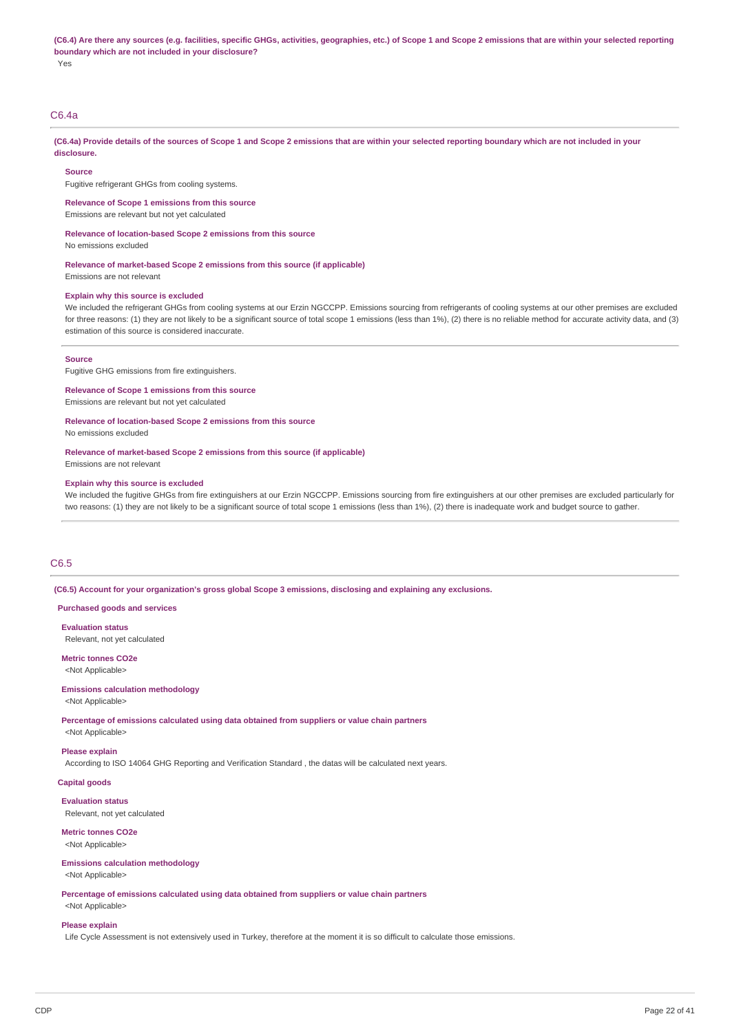**(C6.4) Are there any sources (e.g. facilities, specific GHGs, activities, geographies, etc.) of Scope 1 and Scope 2 emissions that are within your selected reporting boundary which are not included in your disclosure?**

Yes

## C6.4a

**(C6.4a) Provide details of the sources of Scope 1 and Scope 2 emissions that are within your selected reporting boundary which are not included in your disclosure.**

**Source**

Fugitive refrigerant GHGs from cooling systems.

**Relevance of Scope 1 emissions from this source**

Emissions are relevant but not yet calculated

**Relevance of location-based Scope 2 emissions from this source**

No emissions excluded

**Relevance of market-based Scope 2 emissions from this source (if applicable)**

Emissions are not relevant

**Explain why this source is excluded**

We included the refrigerant GHGs from cooling systems at our Erzin NGCCPP. Emissions sourcing from refrigerants of cooling systems at our other premises are excluded for three reasons: (1) they are not likely to be a significant source of total scope 1 emissions (less than 1%), (2) there is no reliable method for accurate activity data, and (3) estimation of this source is considered inaccurate.

**Source**

Fugitive GHG emissions from fire extinguishers.

**Relevance of Scope 1 emissions from this source**

Emissions are relevant but not yet calculated

**Relevance of location-based Scope 2 emissions from this source**

No emissions excluded

**Relevance of market-based Scope 2 emissions from this source (if applicable)**

Emissions are not relevant

**Explain why this source is excluded**

We included the fugitive GHGs from fire extinguishers at our Erzin NGCCPP. Emissions sourcing from fire extinguishers at our other premises are excluded particularly for two reasons: (1) they are not likely to be a significant source of total scope 1 emissions (less than 1%), (2) there is inadequate work and budget source to gather.

## C6.5

**(C6.5) Account for your organization's gross global Scope 3 emissions, disclosing and explaining any exclusions.**

**Purchased goods and services**

**Evaluation status**

Relevant, not yet calculated

**Metric tonnes CO2e**

<Not Applicable>

**Emissions calculation methodology**

<Not Applicable>

**Percentage of emissions calculated using data obtained from suppliers or value chain partners**

<Not Applicable>

**Please explain**

According to ISO 14064 GHG Reporting and Verification Standard , the datas will be calculated next years.

**Capital goods**

**Evaluation status**

Relevant, not yet calculated

**Metric tonnes CO2e**

<Not Applicable>

**Emissions calculation methodology**

<Not Applicable>

**Percentage of emissions calculated using data obtained from suppliers or value chain partners**

<Not Applicable>

**Please explain**

Life Cycle Assessment is not extensively used in Turkey, therefore at the moment it is so difficult to calculate those emissions.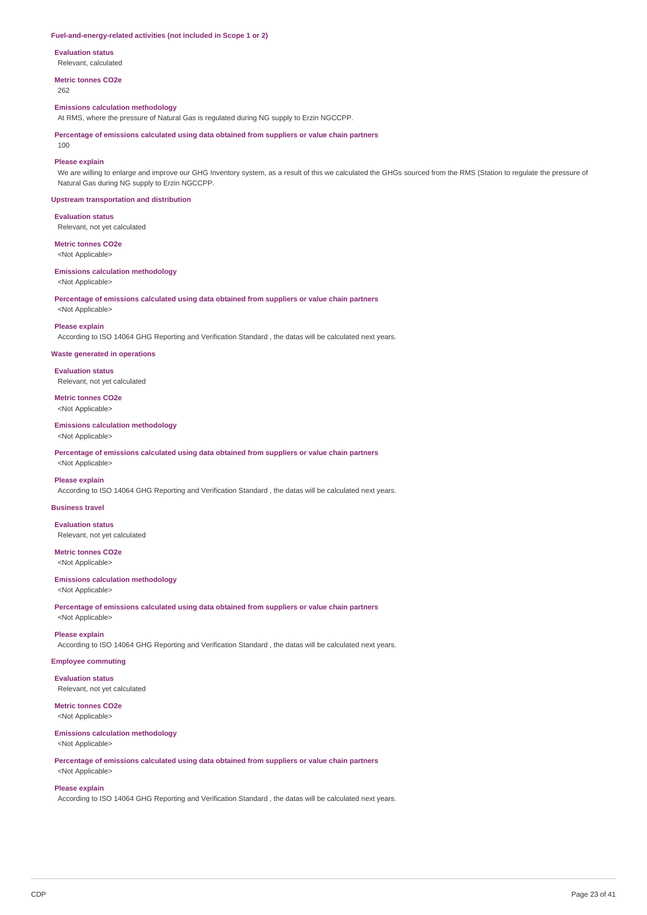### Fuel-and-energy-related activities (not included in Scope 1 or 2)

**Evaluation status**
Relevant, calculated

**Metric tonnes CO2e**
262

**Emissions calculation methodology**
At RMS, where the pressure of Natural Gas is regulated during NG supply to Erzin NGCCPP.

**Percentage of emissions calculated using data obtained from suppliers or value chain partners**
100

**Please explain**
We are willing to enlarge and improve our GHG Inventory system, as a result of this we calculated the GHGs sourced from the RMS (Station to regulate the pressure of Natural Gas during NG supply to Erzin NGCCPP.

### Upstream transportation and distribution

**Evaluation status**
Relevant, not yet calculated

**Metric tonnes CO2e**
<Not Applicable>

**Emissions calculation methodology**
<Not Applicable>

**Percentage of emissions calculated using data obtained from suppliers or value chain partners**
<Not Applicable>

**Please explain**
According to ISO 14064 GHG Reporting and Verification Standard , the datas will be calculated next years.

### Waste generated in operations

**Evaluation status**
Relevant, not yet calculated

**Metric tonnes CO2e**
<Not Applicable>

**Emissions calculation methodology**
<Not Applicable>

**Percentage of emissions calculated using data obtained from suppliers or value chain partners**
<Not Applicable>

**Please explain**
According to ISO 14064 GHG Reporting and Verification Standard , the datas will be calculated next years.

### Business travel

**Evaluation status**
Relevant, not yet calculated

**Metric tonnes CO2e**
<Not Applicable>

**Emissions calculation methodology**
<Not Applicable>

**Percentage of emissions calculated using data obtained from suppliers or value chain partners**
<Not Applicable>

**Please explain**
According to ISO 14064 GHG Reporting and Verification Standard , the datas will be calculated next years.

### Employee commuting

**Evaluation status**
Relevant, not yet calculated

**Metric tonnes CO2e**
<Not Applicable>

**Emissions calculation methodology**
<Not Applicable>

**Percentage of emissions calculated using data obtained from suppliers or value chain partners**
<Not Applicable>

**Please explain**
According to ISO 14064 GHG Reporting and Verification Standard , the datas will be calculated next years.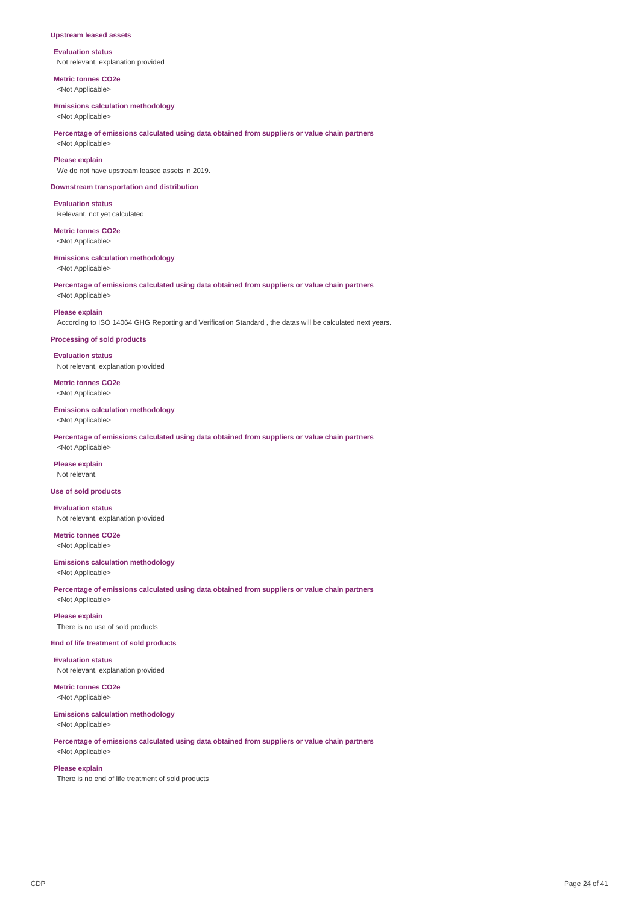### Upstream leased assets

**Evaluation status**
Not relevant, explanation provided

**Metric tonnes CO2e**
<Not Applicable>

**Emissions calculation methodology**
<Not Applicable>

**Percentage of emissions calculated using data obtained from suppliers or value chain partners**
<Not Applicable>

**Please explain**
We do not have upstream leased assets in 2019.

### Downstream transportation and distribution

**Evaluation status**
Relevant, not yet calculated

**Metric tonnes CO2e**
<Not Applicable>

**Emissions calculation methodology**
<Not Applicable>

**Percentage of emissions calculated using data obtained from suppliers or value chain partners**
<Not Applicable>

**Please explain**
According to ISO 14064 GHG Reporting and Verification Standard , the datas will be calculated next years.

### Processing of sold products

**Evaluation status**
Not relevant, explanation provided

**Metric tonnes CO2e**
<Not Applicable>

**Emissions calculation methodology**
<Not Applicable>

**Percentage of emissions calculated using data obtained from suppliers or value chain partners**
<Not Applicable>

**Please explain**
Not relevant.

### Use of sold products

**Evaluation status**
Not relevant, explanation provided

**Metric tonnes CO2e**
<Not Applicable>

**Emissions calculation methodology**
<Not Applicable>

**Percentage of emissions calculated using data obtained from suppliers or value chain partners**
<Not Applicable>

**Please explain**
There is no use of sold products

### End of life treatment of sold products

**Evaluation status**
Not relevant, explanation provided

**Metric tonnes CO2e**
<Not Applicable>

**Emissions calculation methodology**
<Not Applicable>

**Percentage of emissions calculated using data obtained from suppliers or value chain partners**
<Not Applicable>

**Please explain**
There is no end of life treatment of sold products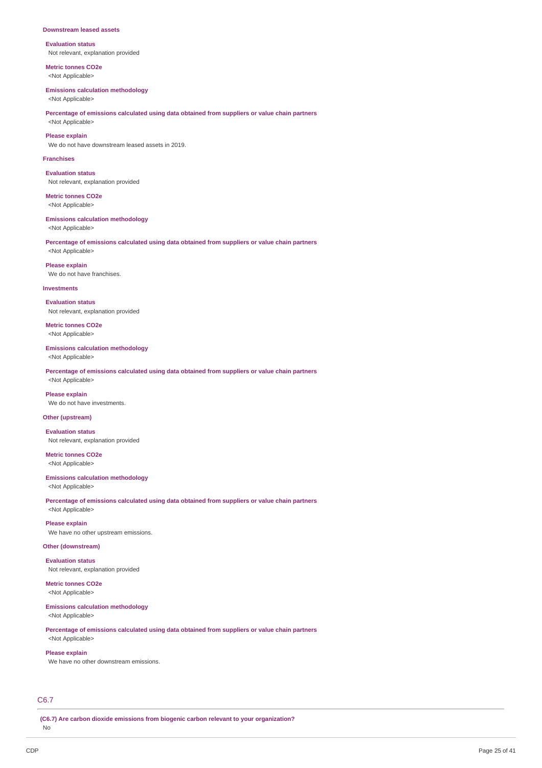**Downstream leased assets**

**Evaluation status**
Not relevant, explanation provided

**Metric tonnes CO2e**
<Not Applicable>

**Emissions calculation methodology**
<Not Applicable>

**Percentage of emissions calculated using data obtained from suppliers or value chain partners**
<Not Applicable>

**Please explain**
We do not have downstream leased assets in 2019.

**Franchises**

**Evaluation status**
Not relevant, explanation provided

**Metric tonnes CO2e**
<Not Applicable>

**Emissions calculation methodology**
<Not Applicable>

**Percentage of emissions calculated using data obtained from suppliers or value chain partners**
<Not Applicable>

**Please explain**
We do not have franchises.

**Investments**

**Evaluation status**
Not relevant, explanation provided

**Metric tonnes CO2e**
<Not Applicable>

**Emissions calculation methodology**
<Not Applicable>

**Percentage of emissions calculated using data obtained from suppliers or value chain partners**
<Not Applicable>

**Please explain**
We do not have investments.

**Other (upstream)**

**Evaluation status**
Not relevant, explanation provided

**Metric tonnes CO2e**
<Not Applicable>

**Emissions calculation methodology**
<Not Applicable>

**Percentage of emissions calculated using data obtained from suppliers or value chain partners**
<Not Applicable>

**Please explain**
We have no other upstream emissions.

**Other (downstream)**

**Evaluation status**
Not relevant, explanation provided

**Metric tonnes CO2e**
<Not Applicable>

**Emissions calculation methodology**
<Not Applicable>

**Percentage of emissions calculated using data obtained from suppliers or value chain partners**
<Not Applicable>

**Please explain**
We have no other downstream emissions.

## C6.7

**(C6.7) Are carbon dioxide emissions from biogenic carbon relevant to your organization?**
No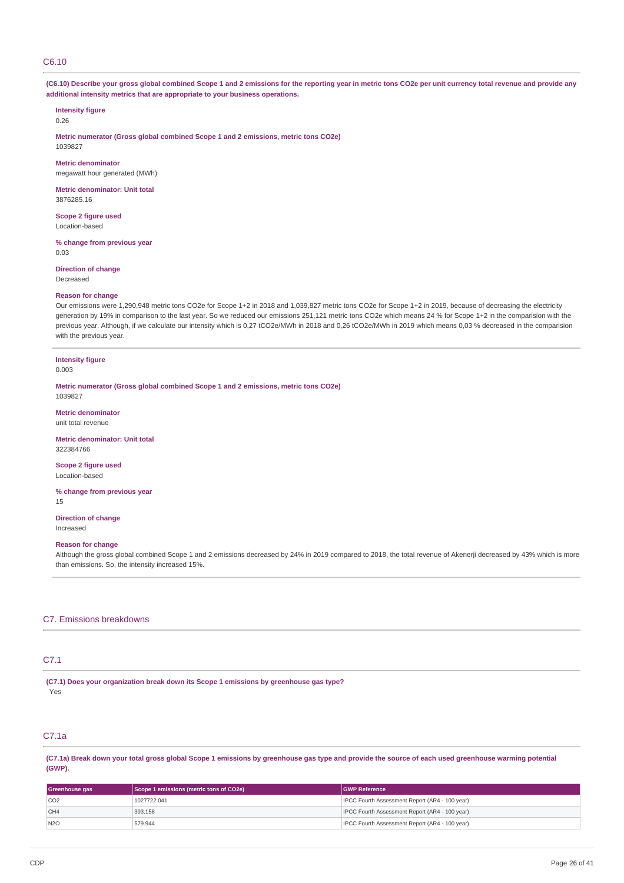## C6.10

**(C6.10) Describe your gross global combined Scope 1 and 2 emissions for the reporting year in metric tons CO2e per unit currency total revenue and provide any additional intensity metrics that are appropriate to your business operations.**

**Intensity figure**
0.26

**Metric numerator (Gross global combined Scope 1 and 2 emissions, metric tons CO2e)**
1039827

**Metric denominator**
megawatt hour generated (MWh)

**Metric denominator: Unit total**
3876285.16

**Scope 2 figure used**
Location-based

**% change from previous year**
0.03

**Direction of change**
Decreased

**Reason for change**
Our emissions were 1,290,948 metric tons CO2e for Scope 1+2 in 2018 and 1,039,827 metric tons CO2e for Scope 1+2 in 2019, because of decreasing the electricity generation by 19% in comparison to the last year. So we reduced our emissions 251,121 metric tons CO2e which means 24 % for Scope 1+2 in the comparision with the previous year. Although, if we calculate our intensity which is 0,27 tCO2e/MWh in 2018 and 0,26 tCO2e/MWh in 2019 which means 0,03 % decreased in the comparision with the previous year.

**Intensity figure**
0.003

**Metric numerator (Gross global combined Scope 1 and 2 emissions, metric tons CO2e)**
1039827

**Metric denominator**
unit total revenue

**Metric denominator: Unit total**
322384766

**Scope 2 figure used**
Location-based

**% change from previous year**
15

**Direction of change**
Increased

**Reason for change**
Although the gross global combined Scope 1 and 2 emissions decreased by 24% in 2019 compared to 2018, the total revenue of Akenerji decreased by 43% which is more than emissions. So, the intensity increased 15%.

# C7. Emissions breakdowns

## C7.1

**(C7.1) Does your organization break down its Scope 1 emissions by greenhouse gas type?**
Yes

## C7.1a

**(C7.1a) Break down your total gross global Scope 1 emissions by greenhouse gas type and provide the source of each used greenhouse warming potential (GWP).**

| Greenhouse gas | Scope 1 emissions (metric tons of CO2e) | GWP Reference |
|---|---|---|
| CO2 | 1027722.041 | IPCC Fourth Assessment Report (AR4 - 100 year) |
| CH4 | 393.158 | IPCC Fourth Assessment Report (AR4 - 100 year) |
| N2O | 579.944 | IPCC Fourth Assessment Report (AR4 - 100 year) |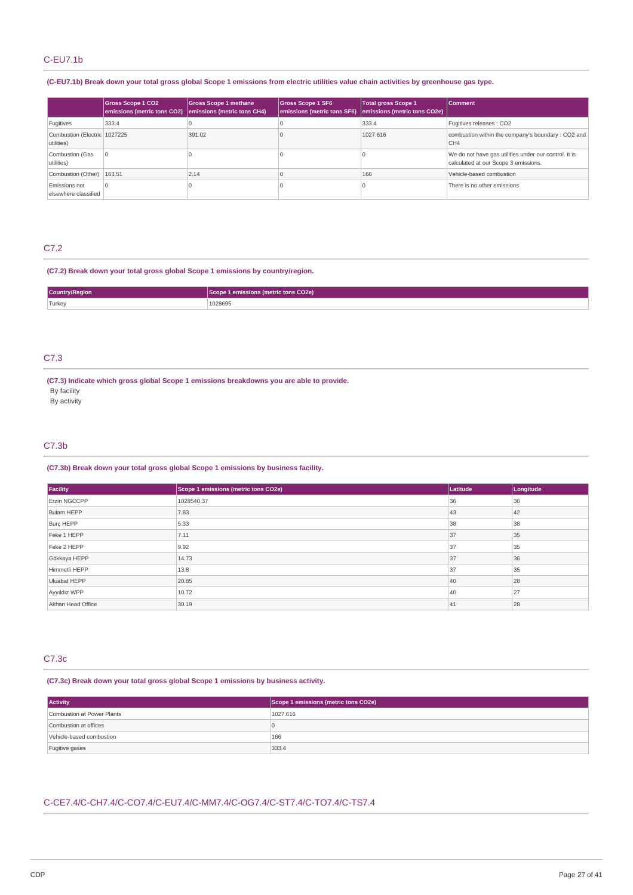## C-EU7.1b

**(C-EU7.1b) Break down your total gross global Scope 1 emissions from electric utilities value chain activities by greenhouse gas type.**

| | Gross Scope 1 CO2 emissions (metric tons CO2) | Gross Scope 1 methane emissions (metric tons CH4) | Gross Scope 1 SF6 emissions (metric tons SF6) | Total gross Scope 1 emissions (metric tons CO2e) | Comment |
|---|---|---|---|---|---|
| Fugitives | 333.4 | 0 | 0 | 333.4 | Fugitives releases : CO2 |
| Combustion (Electric utilities) | 1027225 | 391.02 | 0 | 1027.616 | combustion within the company's boundary : CO2 and CH4 |
| Combustion (Gas utilities) | 0 | 0 | 0 | 0 | We do not have gas utilities under our control. It is calculated at our Scope 3 emissions. |
| Combustion (Other) | 163.51 | 2.14 | 0 | 166 | Vehicle-based combustion |
| Emissions not elsewhere classified | 0 | 0 | 0 | 0 | There is no other emissions |

## C7.2

**(C7.2) Break down your total gross global Scope 1 emissions by country/region.**

| Country/Region | Scope 1 emissions (metric tons CO2e) |
|---|---|
| Turkey | 1028695 |

## C7.3

**(C7.3) Indicate which gross global Scope 1 emissions breakdowns you are able to provide.**

By facility
By activity

## C7.3b

**(C7.3b) Break down your total gross global Scope 1 emissions by business facility.**

| Facility | Scope 1 emissions (metric tons CO2e) | Latitude | Longitude |
|---|---|---|---|
| Erzin NGCCPP | 1028540.37 | 36 | 36 |
| Bulam HEPP | 7.83 | 43 | 42 |
| Burç HEPP | 5.33 | 38 | 38 |
| Feke 1 HEPP | 7.11 | 37 | 35 |
| Feke 2 HEPP | 9.92 | 37 | 35 |
| Gökkaya HEPP | 14.73 | 37 | 36 |
| Himmetli HEPP | 13.8 | 37 | 35 |
| Uluabat HEPP | 20.85 | 40 | 28 |
| Ayyıldız WPP | 10.72 | 40 | 27 |
| Akhan Head Office | 30.19 | 41 | 28 |

## C7.3c

**(C7.3c) Break down your total gross global Scope 1 emissions by business activity.**

| Activity | Scope 1 emissions (metric tons CO2e) |
|---|---|
| Combustion at Power Plants | 1027.616 |
| Combustion at offices | 0 |
| Vehicle-based combustion | 166 |
| Fugitive gases | 333.4 |

## C-CE7.4/C-CH7.4/C-CO7.4/C-EU7.4/C-MM7.4/C-OG7.4/C-ST7.4/C-TO7.4/C-TS7.4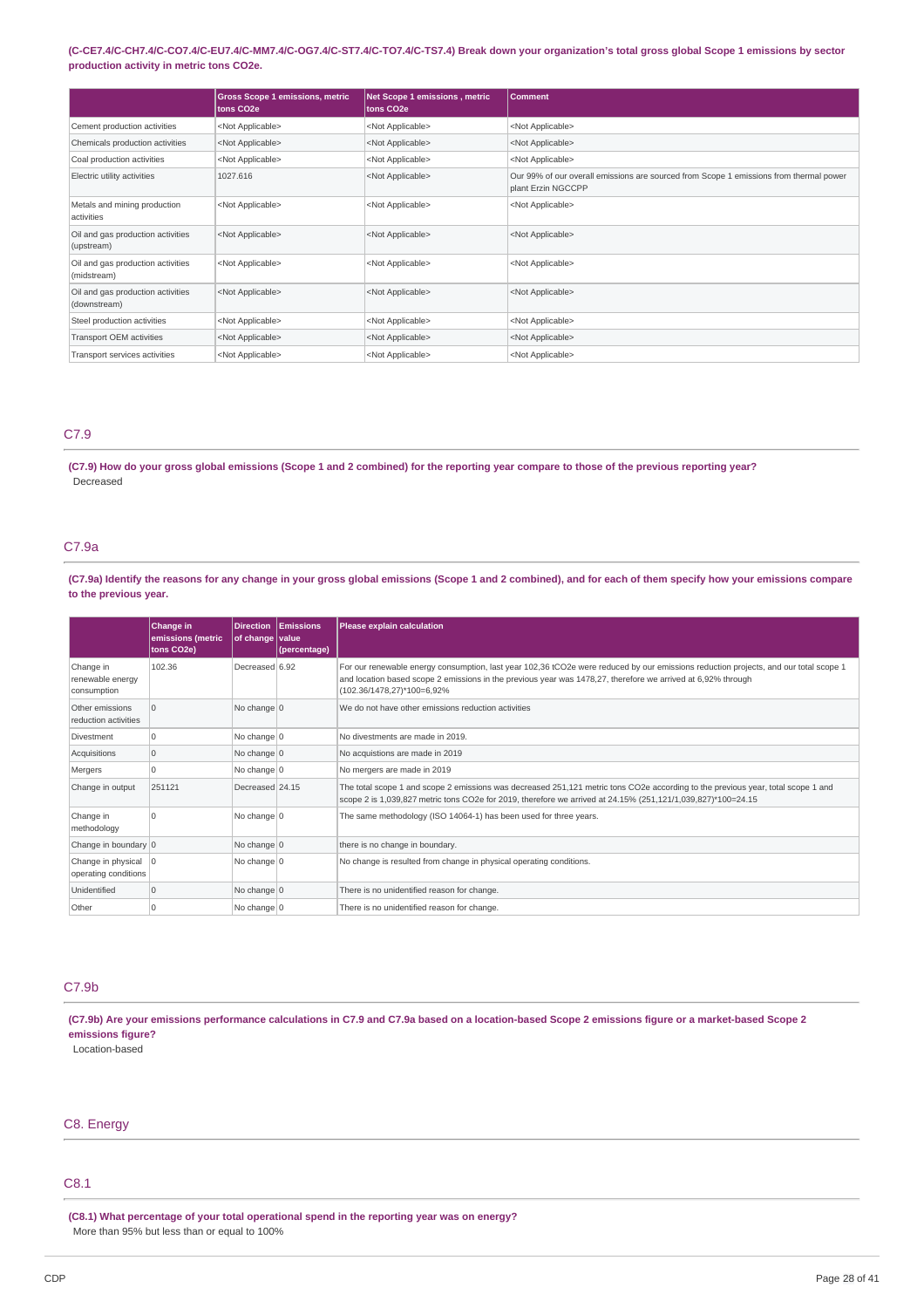**(C-CE7.4/C-CH7.4/C-CO7.4/C-EU7.4/C-MM7.4/C-OG7.4/C-ST7.4/C-TO7.4/C-TS7.4) Break down your organization's total gross global Scope 1 emissions by sector production activity in metric tons CO2e.**

| | Gross Scope 1 emissions, metric tons CO2e | Net Scope 1 emissions , metric tons CO2e | Comment |
|---|---|---|---|
| Cement production activities | <Not Applicable> | <Not Applicable> | <Not Applicable> |
| Chemicals production activities | <Not Applicable> | <Not Applicable> | <Not Applicable> |
| Coal production activities | <Not Applicable> | <Not Applicable> | <Not Applicable> |
| Electric utility activities | 1027.616 | <Not Applicable> | Our 99% of our overall emissions are sourced from Scope 1 emissions from thermal power plant Erzin NGCCPP |
| Metals and mining production activities | <Not Applicable> | <Not Applicable> | <Not Applicable> |
| Oil and gas production activities (upstream) | <Not Applicable> | <Not Applicable> | <Not Applicable> |
| Oil and gas production activities (midstream) | <Not Applicable> | <Not Applicable> | <Not Applicable> |
| Oil and gas production activities (downstream) | <Not Applicable> | <Not Applicable> | <Not Applicable> |
| Steel production activities | <Not Applicable> | <Not Applicable> | <Not Applicable> |
| Transport OEM activities | <Not Applicable> | <Not Applicable> | <Not Applicable> |
| Transport services activities | <Not Applicable> | <Not Applicable> | <Not Applicable> |

## C7.9

**(C7.9) How do your gross global emissions (Scope 1 and 2 combined) for the reporting year compare to those of the previous reporting year?**

Decreased

## C7.9a

**(C7.9a) Identify the reasons for any change in your gross global emissions (Scope 1 and 2 combined), and for each of them specify how your emissions compare to the previous year.**

| | Change in emissions (metric tons CO2e) | Direction of change | Emissions value (percentage) | Please explain calculation |
|---|---|---|---|---|
| Change in renewable energy consumption | 102.36 | Decreased | 6.92 | For our renewable energy consumption, last year 102,36 tCO2e were reduced by our emissions reduction projects, and our total scope 1 and location based scope 2 emissions in the previous year was 1478,27, therefore we arrived at 6,92% through (102.36/1478,27)*100=6,92% |
| Other emissions reduction activities | 0 | No change | 0 | We do not have other emissions reduction activities |
| Divestment | 0 | No change | 0 | No divestments are made in 2019. |
| Acquisitions | 0 | No change | 0 | No acquistions are made in 2019 |
| Mergers | 0 | No change | 0 | No mergers are made in 2019 |
| Change in output | 251121 | Decreased | 24.15 | The total scope 1 and scope 2 emissions was decreased 251,121 metric tons CO2e according to the previous year, total scope 1 and scope 2 is 1,039,827 metric tons CO2e for 2019, therefore we arrived at 24.15% (251,121/1,039,827)*100=24.15 |
| Change in methodology | 0 | No change | 0 | The same methodology (ISO 14064-1) has been used for three years. |
| Change in boundary | 0 | No change | 0 | there is no change in boundary. |
| Change in physical operating conditions | 0 | No change | 0 | No change is resulted from change in physical operating conditions. |
| Unidentified | 0 | No change | 0 | There is no unidentified reason for change. |
| Other | 0 | No change | 0 | There is no unidentified reason for change. |

## C7.9b

**(C7.9b) Are your emissions performance calculations in C7.9 and C7.9a based on a location-based Scope 2 emissions figure or a market-based Scope 2 emissions figure?**

Location-based

# C8. Energy

## C8.1

**(C8.1) What percentage of your total operational spend in the reporting year was on energy?**

More than 95% but less than or equal to 100%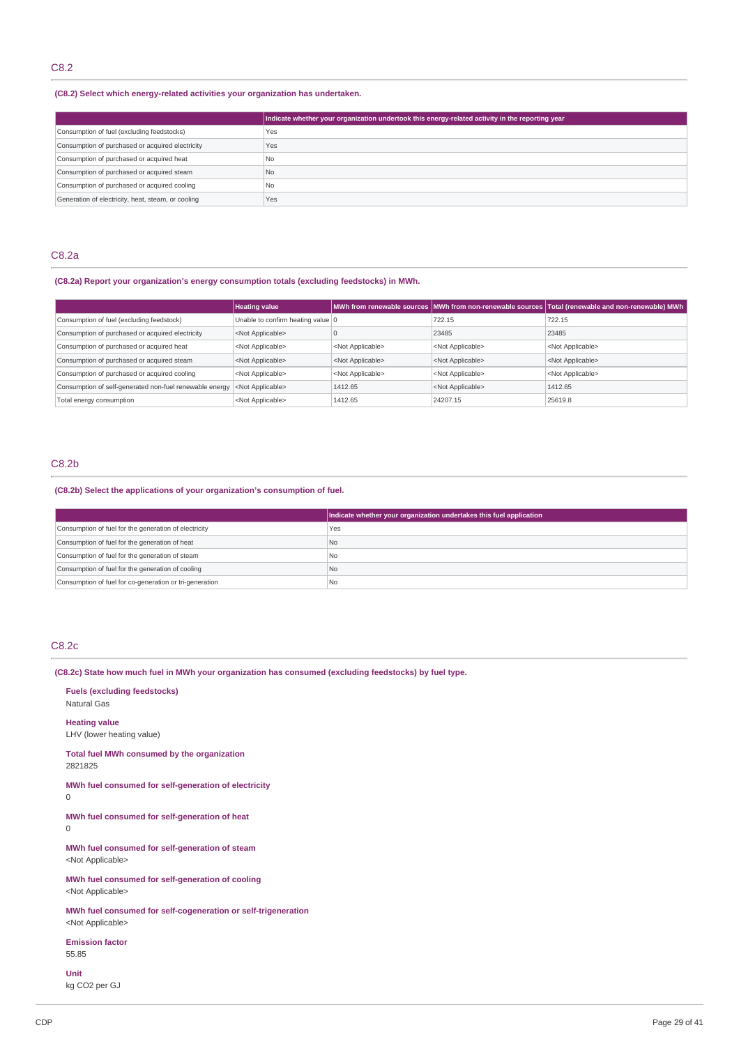## C8.2

**(C8.2) Select which energy-related activities your organization has undertaken.**

| | Indicate whether your organization undertook this energy-related activity in the reporting year |
|---|---|
| Consumption of fuel (excluding feedstocks) | Yes |
| Consumption of purchased or acquired electricity | Yes |
| Consumption of purchased or acquired heat | No |
| Consumption of purchased or acquired steam | No |
| Consumption of purchased or acquired cooling | No |
| Generation of electricity, heat, steam, or cooling | Yes |

## C8.2a

**(C8.2a) Report your organization's energy consumption totals (excluding feedstocks) in MWh.**

| | Heating value | MWh from renewable sources | MWh from non-renewable sources | Total (renewable and non-renewable) MWh |
|---|---|---|---|---|
| Consumption of fuel (excluding feedstock) | Unable to confirm heating value | 0 | 722.15 | 722.15 |
| Consumption of purchased or acquired electricity | <Not Applicable> | 0 | 23485 | 23485 |
| Consumption of purchased or acquired heat | <Not Applicable> | <Not Applicable> | <Not Applicable> | <Not Applicable> |
| Consumption of purchased or acquired steam | <Not Applicable> | <Not Applicable> | <Not Applicable> | <Not Applicable> |
| Consumption of purchased or acquired cooling | <Not Applicable> | <Not Applicable> | <Not Applicable> | <Not Applicable> |
| Consumption of self-generated non-fuel renewable energy | <Not Applicable> | 1412.65 | <Not Applicable> | 1412.65 |
| Total energy consumption | <Not Applicable> | 1412.65 | 24207.15 | 25619.8 |

## C8.2b

**(C8.2b) Select the applications of your organization's consumption of fuel.**

| | Indicate whether your organization undertakes this fuel application |
|---|---|
| Consumption of fuel for the generation of electricity | Yes |
| Consumption of fuel for the generation of heat | No |
| Consumption of fuel for the generation of steam | No |
| Consumption of fuel for the generation of cooling | No |
| Consumption of fuel for co-generation or tri-generation | No |

## C8.2c

**(C8.2c) State how much fuel in MWh your organization has consumed (excluding feedstocks) by fuel type.**

**Fuels (excluding feedstocks)**
Natural Gas

**Heating value**
LHV (lower heating value)

**Total fuel MWh consumed by the organization**
2821825

**MWh fuel consumed for self-generation of electricity**
0

**MWh fuel consumed for self-generation of heat**
0

**MWh fuel consumed for self-generation of steam**
<Not Applicable>

**MWh fuel consumed for self-generation of cooling**
<Not Applicable>

**MWh fuel consumed for self-cogeneration or self-trigeneration**
<Not Applicable>

**Emission factor**
55.85

**Unit**
kg CO2 per GJ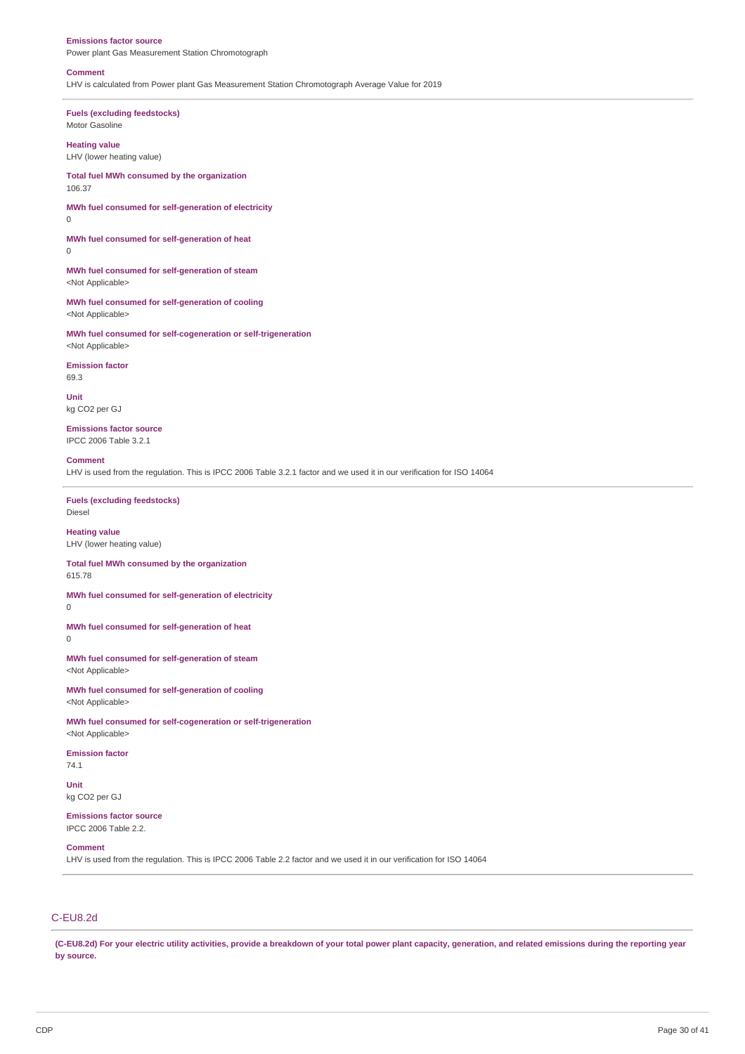**Emissions factor source**
Power plant Gas Measurement Station Chromotograph

**Comment**
LHV is calculated from Power plant Gas Measurement Station Chromotograph Average Value for 2019

---

**Fuels (excluding feedstocks)**
Motor Gasoline

**Heating value**
LHV (lower heating value)

**Total fuel MWh consumed by the organization**
106.37

**MWh fuel consumed for self-generation of electricity**
0

**MWh fuel consumed for self-generation of heat**
0

**MWh fuel consumed for self-generation of steam**
<Not Applicable>

**MWh fuel consumed for self-generation of cooling**
<Not Applicable>

**MWh fuel consumed for self-cogeneration or self-trigeneration**
<Not Applicable>

**Emission factor**
69.3

**Unit**
kg CO2 per GJ

**Emissions factor source**
IPCC 2006 Table 3.2.1

**Comment**
LHV is used from the regulation. This is IPCC 2006 Table 3.2.1 factor and we used it in our verification for ISO 14064

---

**Fuels (excluding feedstocks)**
Diesel

**Heating value**
LHV (lower heating value)

**Total fuel MWh consumed by the organization**
615.78

**MWh fuel consumed for self-generation of electricity**
0

**MWh fuel consumed for self-generation of heat**
0

**MWh fuel consumed for self-generation of steam**
<Not Applicable>

**MWh fuel consumed for self-generation of cooling**
<Not Applicable>

**MWh fuel consumed for self-cogeneration or self-trigeneration**
<Not Applicable>

**Emission factor**
74.1

**Unit**
kg CO2 per GJ

**Emissions factor source**
IPCC 2006 Table 2.2.

**Comment**
LHV is used from the regulation. This is IPCC 2006 Table 2.2 factor and we used it in our verification for ISO 14064

## C-EU8.2d

**(C-EU8.2d) For your electric utility activities, provide a breakdown of your total power plant capacity, generation, and related emissions during the reporting year by source.**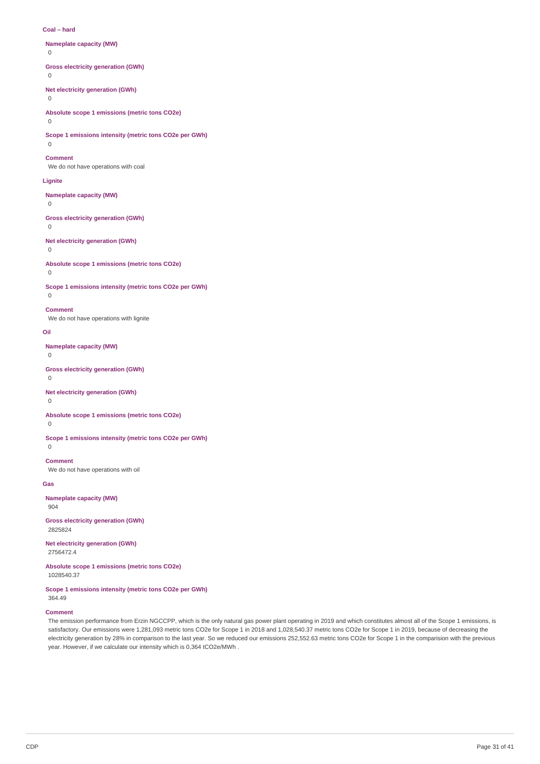**Coal – hard**

**Nameplate capacity (MW)**
0

**Gross electricity generation (GWh)**
0

**Net electricity generation (GWh)**
0

**Absolute scope 1 emissions (metric tons CO2e)**
0

**Scope 1 emissions intensity (metric tons CO2e per GWh)**
0

**Comment**
We do not have operations with coal

**Lignite**

**Nameplate capacity (MW)**
0

**Gross electricity generation (GWh)**
0

**Net electricity generation (GWh)**
0

**Absolute scope 1 emissions (metric tons CO2e)**
0

**Scope 1 emissions intensity (metric tons CO2e per GWh)**
0

**Comment**
We do not have operations with lignite

**Oil**

**Nameplate capacity (MW)**
0

**Gross electricity generation (GWh)**
0

**Net electricity generation (GWh)**
0

**Absolute scope 1 emissions (metric tons CO2e)**
0

**Scope 1 emissions intensity (metric tons CO2e per GWh)**
0

**Comment**
We do not have operations with oil

**Gas**

**Nameplate capacity (MW)**
904

**Gross electricity generation (GWh)**
2825824

**Net electricity generation (GWh)**
2756472.4

**Absolute scope 1 emissions (metric tons CO2e)**
1028540.37

**Scope 1 emissions intensity (metric tons CO2e per GWh)**
364.49

**Comment**
The emission performance from Erzin NGCCPP, which is the only natural gas power plant operating in 2019 and which constitutes almost all of the Scope 1 emissions, is satisfactory. Our emissions were 1,281,093 metric tons CO2e for Scope 1 in 2018 and 1,028,540.37 metric tons CO2e for Scope 1 in 2019, because of decreasing the electricity generation by 28% in comparison to the last year. So we reduced our emissions 252,552.63 metric tons CO2e for Scope 1 in the comparision with the previous year. However, if we calculate our intensity which is 0,364 tCO2e/MWh .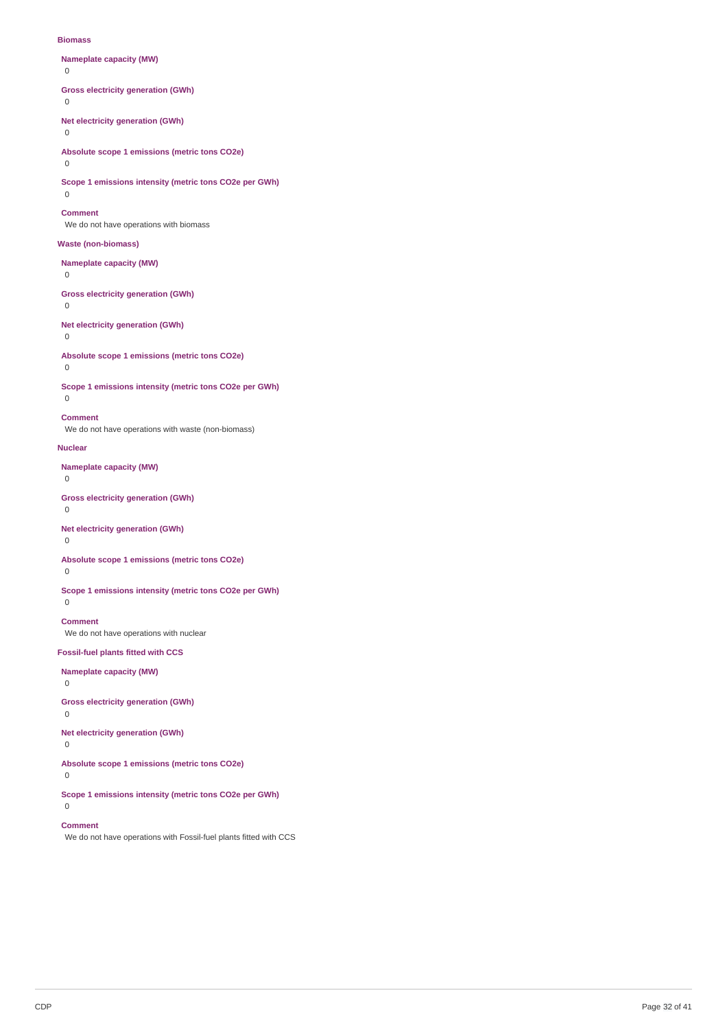**Biomass**

**Nameplate capacity (MW)**
0

**Gross electricity generation (GWh)**
0

**Net electricity generation (GWh)**
0

**Absolute scope 1 emissions (metric tons CO2e)**
0

**Scope 1 emissions intensity (metric tons CO2e per GWh)**
0

**Comment**
We do not have operations with biomass

**Waste (non-biomass)**

**Nameplate capacity (MW)**
0

**Gross electricity generation (GWh)**
0

**Net electricity generation (GWh)**
0

**Absolute scope 1 emissions (metric tons CO2e)**
0

**Scope 1 emissions intensity (metric tons CO2e per GWh)**
0

**Comment**
We do not have operations with waste (non-biomass)

**Nuclear**

**Nameplate capacity (MW)**
0

**Gross electricity generation (GWh)**
0

**Net electricity generation (GWh)**
0

**Absolute scope 1 emissions (metric tons CO2e)**
0

**Scope 1 emissions intensity (metric tons CO2e per GWh)**
0

**Comment**
We do not have operations with nuclear

**Fossil-fuel plants fitted with CCS**

**Nameplate capacity (MW)**
0

**Gross electricity generation (GWh)**
0

**Net electricity generation (GWh)**
0

**Absolute scope 1 emissions (metric tons CO2e)**
0

**Scope 1 emissions intensity (metric tons CO2e per GWh)**
0

**Comment**
We do not have operations with Fossil-fuel plants fitted with CCS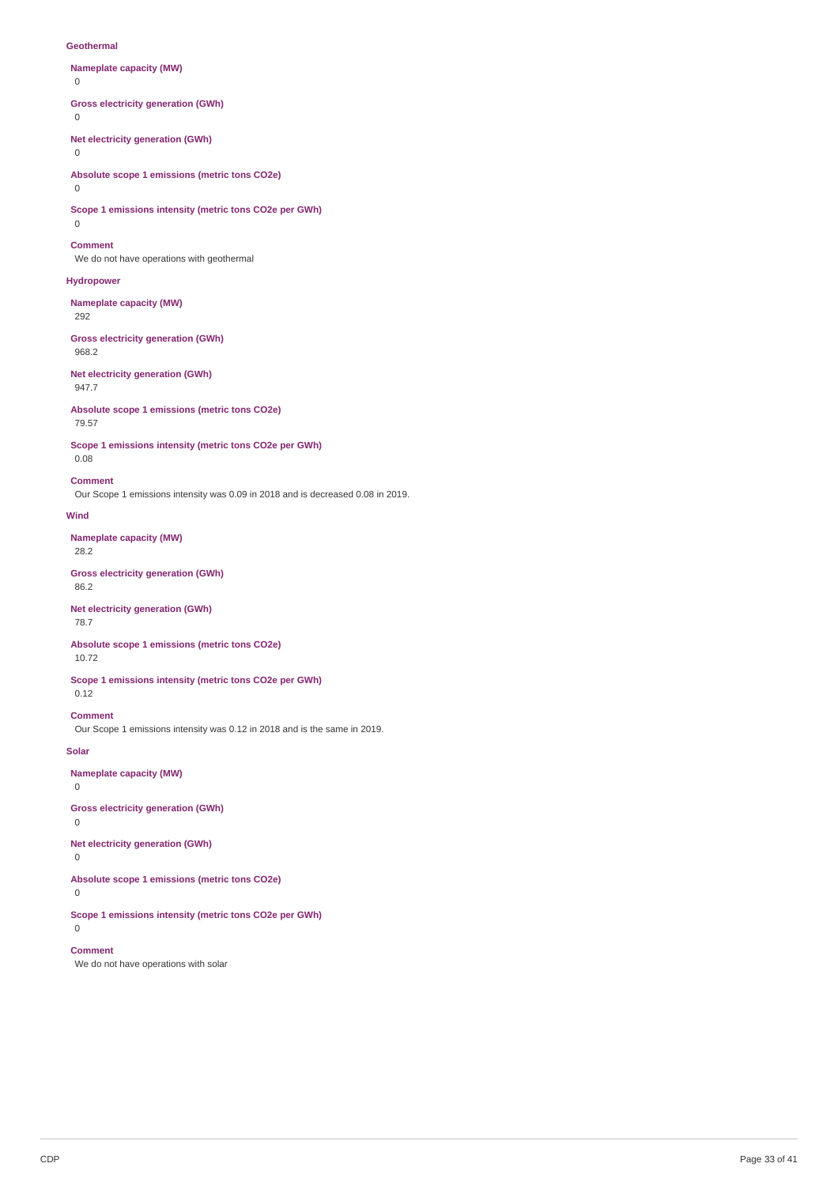**Geothermal**

**Nameplate capacity (MW)**

0

**Gross electricity generation (GWh)**

0

**Net electricity generation (GWh)**

0

**Absolute scope 1 emissions (metric tons CO2e)**

0

**Scope 1 emissions intensity (metric tons CO2e per GWh)**

0

**Comment**

We do not have operations with geothermal

**Hydropower**

**Nameplate capacity (MW)**

292

**Gross electricity generation (GWh)**

968.2

**Net electricity generation (GWh)**

947.7

**Absolute scope 1 emissions (metric tons CO2e)**

79.57

**Scope 1 emissions intensity (metric tons CO2e per GWh)**

0.08

**Comment**

Our Scope 1 emissions intensity was 0.09 in 2018 and is decreased 0.08 in 2019.

**Wind**

**Nameplate capacity (MW)**

28.2

**Gross electricity generation (GWh)**

86.2

**Net electricity generation (GWh)**

78.7

**Absolute scope 1 emissions (metric tons CO2e)**

10.72

**Scope 1 emissions intensity (metric tons CO2e per GWh)**

0.12

**Comment**

Our Scope 1 emissions intensity was 0.12 in 2018 and is the same in 2019.

**Solar**

**Nameplate capacity (MW)**

0

**Gross electricity generation (GWh)**

0

**Net electricity generation (GWh)**

0

**Absolute scope 1 emissions (metric tons CO2e)**

0

**Scope 1 emissions intensity (metric tons CO2e per GWh)**

0

**Comment**

We do not have operations with solar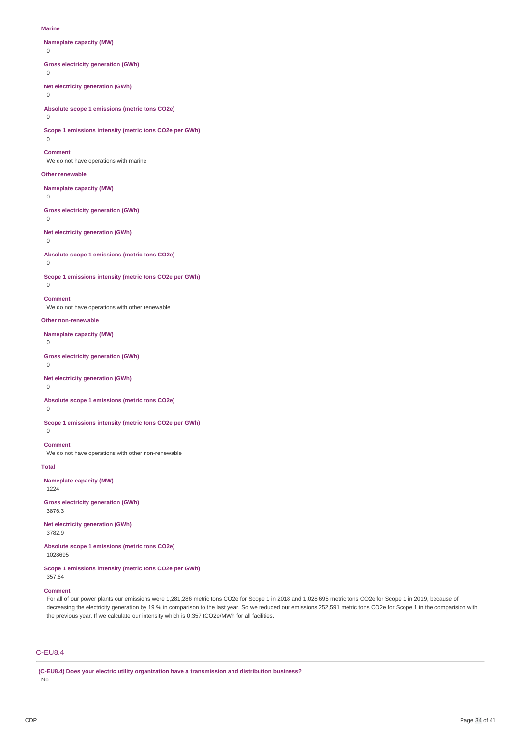**Marine**

**Nameplate capacity (MW)**

0

**Gross electricity generation (GWh)**

0

**Net electricity generation (GWh)**

0

**Absolute scope 1 emissions (metric tons CO2e)**

0

**Scope 1 emissions intensity (metric tons CO2e per GWh)**

0

**Comment**

We do not have operations with marine

**Other renewable**

**Nameplate capacity (MW)**

0

**Gross electricity generation (GWh)**

0

**Net electricity generation (GWh)**

0

**Absolute scope 1 emissions (metric tons CO2e)**

0

**Scope 1 emissions intensity (metric tons CO2e per GWh)**

0

**Comment**

We do not have operations with other renewable

**Other non-renewable**

**Nameplate capacity (MW)**

0

**Gross electricity generation (GWh)**

0

**Net electricity generation (GWh)**

0

**Absolute scope 1 emissions (metric tons CO2e)**

0

**Scope 1 emissions intensity (metric tons CO2e per GWh)**

0

**Comment**

We do not have operations with other non-renewable

**Total**

**Nameplate capacity (MW)**

1224

**Gross electricity generation (GWh)**

3876.3

**Net electricity generation (GWh)**

3782.9

**Absolute scope 1 emissions (metric tons CO2e)**

1028695

**Scope 1 emissions intensity (metric tons CO2e per GWh)**

357.64

**Comment**

For all of our power plants our emissions were 1,281,286 metric tons CO2e for Scope 1 in 2018 and 1,028,695 metric tons CO2e for Scope 1 in 2019, because of decreasing the electricity generation by 19 % in comparison to the last year. So we reduced our emissions 252,591 metric tons CO2e for Scope 1 in the comparision with the previous year. If we calculate our intensity which is 0,357 tCO2e/MWh for all facilities.

## C-EU8.4

**(C-EU8.4) Does your electric utility organization have a transmission and distribution business?**

No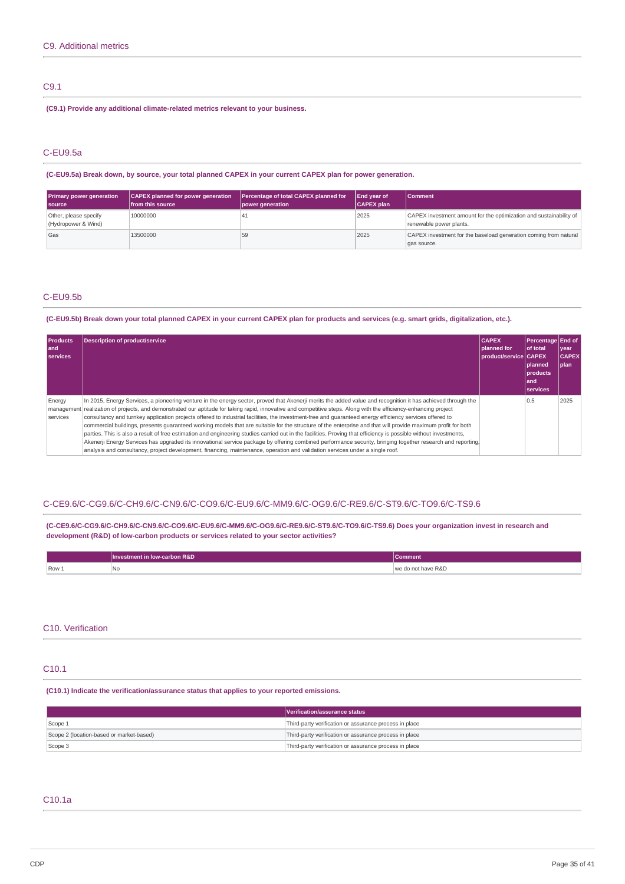# C9. Additional metrics

## C9.1

**(C9.1) Provide any additional climate-related metrics relevant to your business.**

## C-EU9.5a

**(C-EU9.5a) Break down, by source, your total planned CAPEX in your current CAPEX plan for power generation.**

| Primary power generation source | CAPEX planned for power generation from this source | Percentage of total CAPEX planned for power generation | End year of CAPEX plan | Comment |
|---|---|---|---|---|
| Other, please specify (Hydropower & Wind) | 10000000 | 41 | 2025 | CAPEX investment amount for the optimization and sustainability of renewable power plants. |
| Gas | 13500000 | 59 | 2025 | CAPEX investment for the baseload generation coming from natural gas source. |

## C-EU9.5b

**(C-EU9.5b) Break down your total planned CAPEX in your current CAPEX plan for products and services (e.g. smart grids, digitalization, etc.).**

| Products and services | Description of product/service | CAPEX planned for product/service | Percentage of total CAPEX planned products and services | End of year CAPEX plan |
|---|---|---|---|---|
| Energy management services | In 2015, Energy Services, a pioneering venture in the energy sector, proved that Akenerji merits the added value and recognition it has achieved through the realization of projects, and demonstrated our aptitude for taking rapid, innovative and competitive steps. Along with the efficiency-enhancing project consultancy and turnkey application projects offered to industrial facilities, the investment-free and guaranteed energy efficiency services offered to commercial buildings, presents guaranteed working models that are suitable for the structure of the enterprise and that will provide maximum profit for both parties. This is also a result of free estimation and engineering studies carried out in the facilities. Proving that efficiency is possible without investments, Akenerji Energy Services has upgraded its innovational service package by offering combined performance security, bringing together research and reporting, analysis and consultancy, project development, financing, maintenance, operation and validation services under a single roof. | | 0.5 | 2025 |

## C-CE9.6/C-CG9.6/C-CH9.6/C-CN9.6/C-CO9.6/C-EU9.6/C-MM9.6/C-OG9.6/C-RE9.6/C-ST9.6/C-TO9.6/C-TS9.6

**(C-CE9.6/C-CG9.6/C-CH9.6/C-CN9.6/C-CO9.6/C-EU9.6/C-MM9.6/C-OG9.6/C-RE9.6/C-ST9.6/C-TO9.6/C-TS9.6) Does your organization invest in research and development (R&D) of low-carbon products or services related to your sector activities?**

| | Investment in low-carbon R&D | Comment |
|---|---|---|
| Row 1 | No | we do not have R&D |

# C10. Verification

## C10.1

**(C10.1) Indicate the verification/assurance status that applies to your reported emissions.**

| | Verification/assurance status |
|---|---|
| Scope 1 | Third-party verification or assurance process in place |
| Scope 2 (location-based or market-based) | Third-party verification or assurance process in place |
| Scope 3 | Third-party verification or assurance process in place |

## C10.1a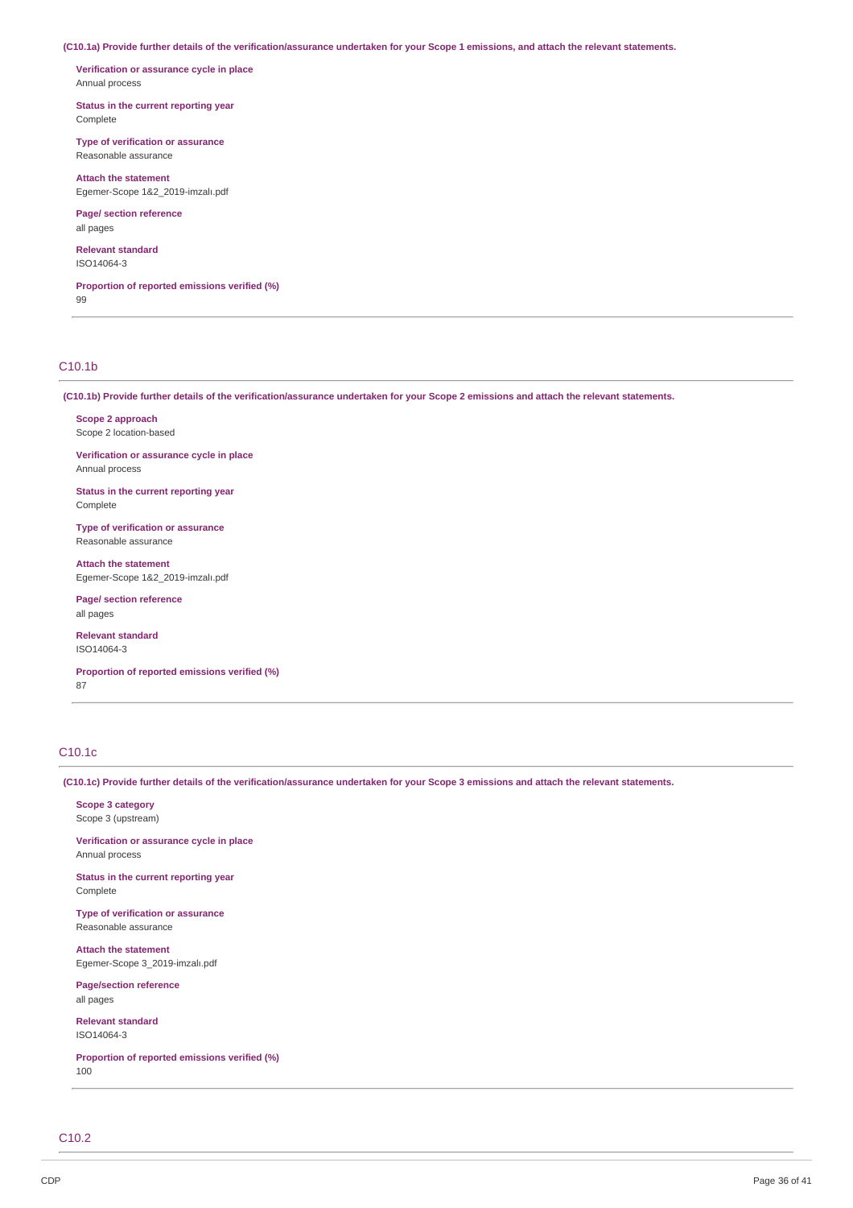**(C10.1a) Provide further details of the verification/assurance undertaken for your Scope 1 emissions, and attach the relevant statements.**

**Verification or assurance cycle in place**
Annual process

**Status in the current reporting year**
Complete

**Type of verification or assurance**
Reasonable assurance

**Attach the statement**
Egemer-Scope 1&2_2019-imzalı.pdf

**Page/ section reference**
all pages

**Relevant standard**
ISO14064-3

**Proportion of reported emissions verified (%)**
99

## C10.1b

**(C10.1b) Provide further details of the verification/assurance undertaken for your Scope 2 emissions and attach the relevant statements.**

**Scope 2 approach**
Scope 2 location-based

**Verification or assurance cycle in place**
Annual process

**Status in the current reporting year**
Complete

**Type of verification or assurance**
Reasonable assurance

**Attach the statement**
Egemer-Scope 1&2_2019-imzalı.pdf

**Page/ section reference**
all pages

**Relevant standard**
ISO14064-3

**Proportion of reported emissions verified (%)**
87

## C10.1c

**(C10.1c) Provide further details of the verification/assurance undertaken for your Scope 3 emissions and attach the relevant statements.**

**Scope 3 category**
Scope 3 (upstream)

**Verification or assurance cycle in place**
Annual process

**Status in the current reporting year**
Complete

**Type of verification or assurance**
Reasonable assurance

**Attach the statement**
Egemer-Scope 3_2019-imzalı.pdf

**Page/section reference**
all pages

**Relevant standard**
ISO14064-3

**Proportion of reported emissions verified (%)**
100

## C10.2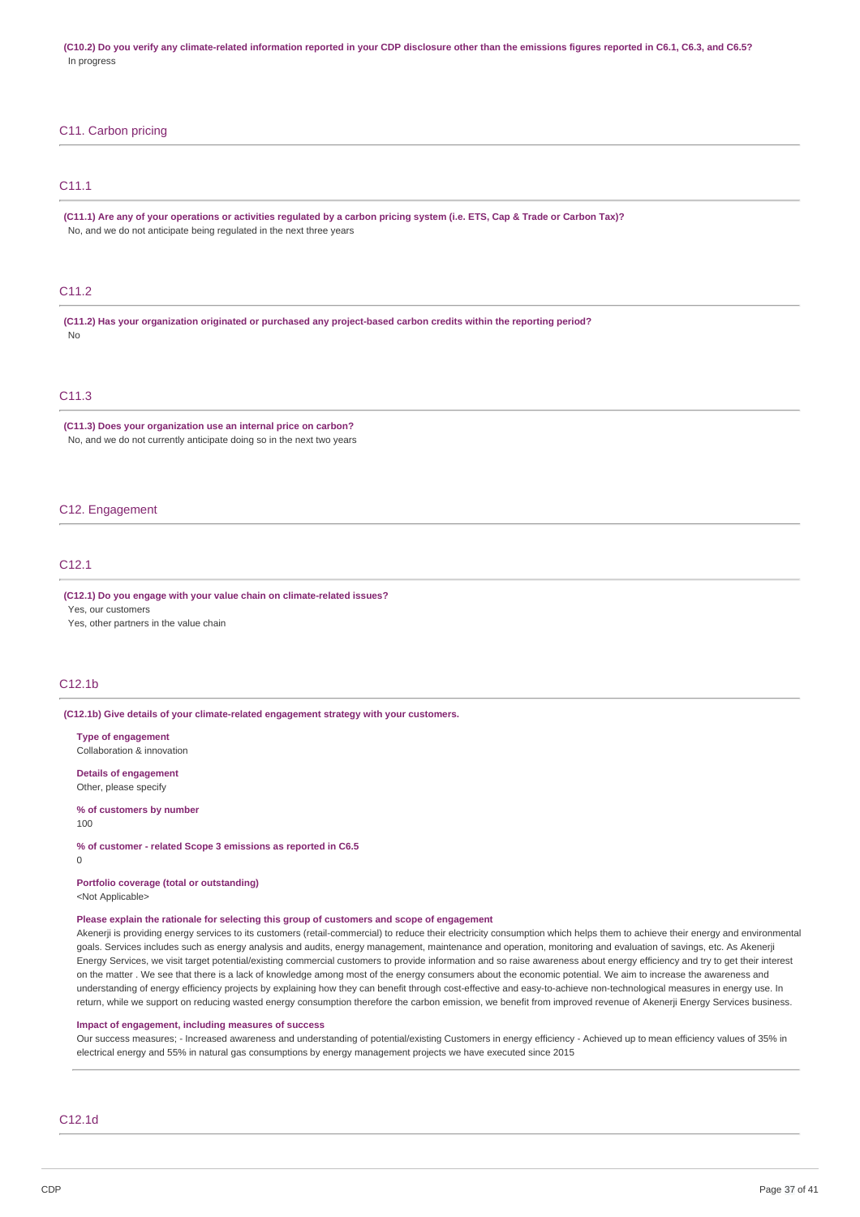**(C10.2) Do you verify any climate-related information reported in your CDP disclosure other than the emissions figures reported in C6.1, C6.3, and C6.5?**

In progress

## C11. Carbon pricing

### C11.1

**(C11.1) Are any of your operations or activities regulated by a carbon pricing system (i.e. ETS, Cap & Trade or Carbon Tax)?**

No, and we do not anticipate being regulated in the next three years

### C11.2

**(C11.2) Has your organization originated or purchased any project-based carbon credits within the reporting period?**

No

### C11.3

**(C11.3) Does your organization use an internal price on carbon?**

No, and we do not currently anticipate doing so in the next two years

## C12. Engagement

### C12.1

**(C12.1) Do you engage with your value chain on climate-related issues?**

Yes, our customers

Yes, other partners in the value chain

### C12.1b

**(C12.1b) Give details of your climate-related engagement strategy with your customers.**

**Type of engagement**

Collaboration & innovation

**Details of engagement**

Other, please specify

**% of customers by number**

100

**% of customer - related Scope 3 emissions as reported in C6.5**

0

**Portfolio coverage (total or outstanding)**

<Not Applicable>

**Please explain the rationale for selecting this group of customers and scope of engagement**

Akenerji is providing energy services to its customers (retail-commercial) to reduce their electricity consumption which helps them to achieve their energy and environmental goals. Services includes such as energy analysis and audits, energy management, maintenance and operation, monitoring and evaluation of savings, etc. As Akenerji Energy Services, we visit target potential/existing commercial customers to provide information and so raise awareness about energy efficiency and try to get their interest on the matter . We see that there is a lack of knowledge among most of the energy consumers about the economic potential. We aim to increase the awareness and understanding of energy efficiency projects by explaining how they can benefit through cost-effective and easy-to-achieve non-technological measures in energy use. In return, while we support on reducing wasted energy consumption therefore the carbon emission, we benefit from improved revenue of Akenerji Energy Services business.

**Impact of engagement, including measures of success**

Our success measures; - Increased awareness and understanding of potential/existing Customers in energy efficiency - Achieved up to mean efficiency values of 35% in electrical energy and 55% in natural gas consumptions by energy management projects we have executed since 2015

### C12.1d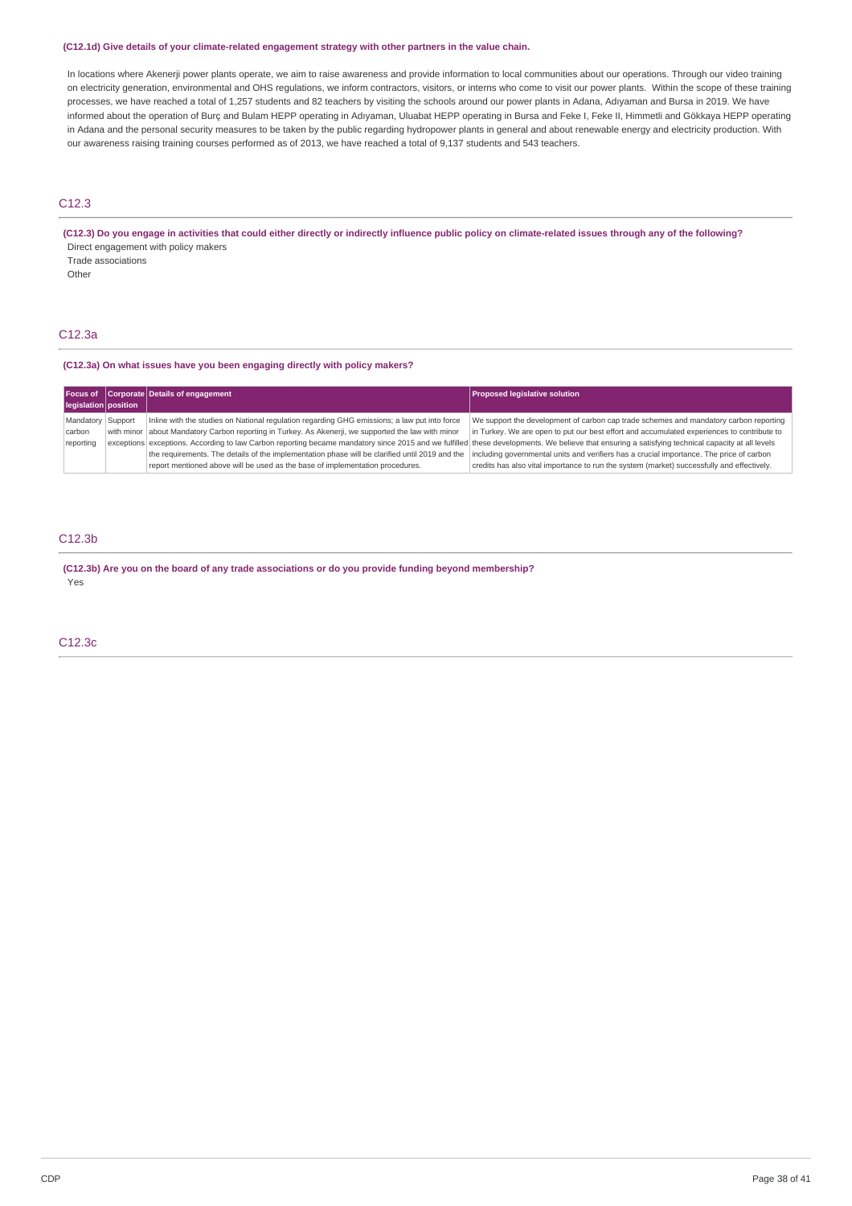**(C12.1d) Give details of your climate-related engagement strategy with other partners in the value chain.**

In locations where Akenerji power plants operate, we aim to raise awareness and provide information to local communities about our operations. Through our video training on electricity generation, environmental and OHS regulations, we inform contractors, visitors, or interns who come to visit our power plants. Within the scope of these training processes, we have reached a total of 1,257 students and 82 teachers by visiting the schools around our power plants in Adana, Adıyaman and Bursa in 2019. We have informed about the operation of Burç and Bulam HEPP operating in Adıyaman, Uluabat HEPP operating in Bursa and Feke I, Feke II, Himmetli and Gökkaya HEPP operating in Adana and the personal security measures to be taken by the public regarding hydropower plants in general and about renewable energy and electricity production. With our awareness raising training courses performed as of 2013, we have reached a total of 9,137 students and 543 teachers.

## C12.3

**(C12.3) Do you engage in activities that could either directly or indirectly influence public policy on climate-related issues through any of the following?**

Direct engagement with policy makers

Trade associations

Other

## C12.3a

**(C12.3a) On what issues have you been engaging directly with policy makers?**

| Focus of legislation | Corporate position | Details of engagement | Proposed legislative solution |
|---|---|---|---|
| Mandatory carbon reporting | Support with minor exceptions | Inline with the studies on National regulation regarding GHG emissions; a law put into force about Mandatory Carbon reporting in Turkey. As Akenerji, we supported the law with minor exceptions. According to law Carbon reporting became mandatory since 2015 and we fulfilled the requirements. The details of the implementation phase will be clarified until 2019 and the report mentioned above will be used as the base of implementation procedures. | We support the development of carbon cap trade schemes and mandatory carbon reporting in Turkey. We are open to put our best effort and accumulated experiences to contribute to these developments. We believe that ensuring a satisfying technical capacity at all levels including governmental units and verifiers has a crucial importance. The price of carbon credits has also vital importance to run the system (market) successfully and effectively. |

## C12.3b

**(C12.3b) Are you on the board of any trade associations or do you provide funding beyond membership?**

Yes

## C12.3c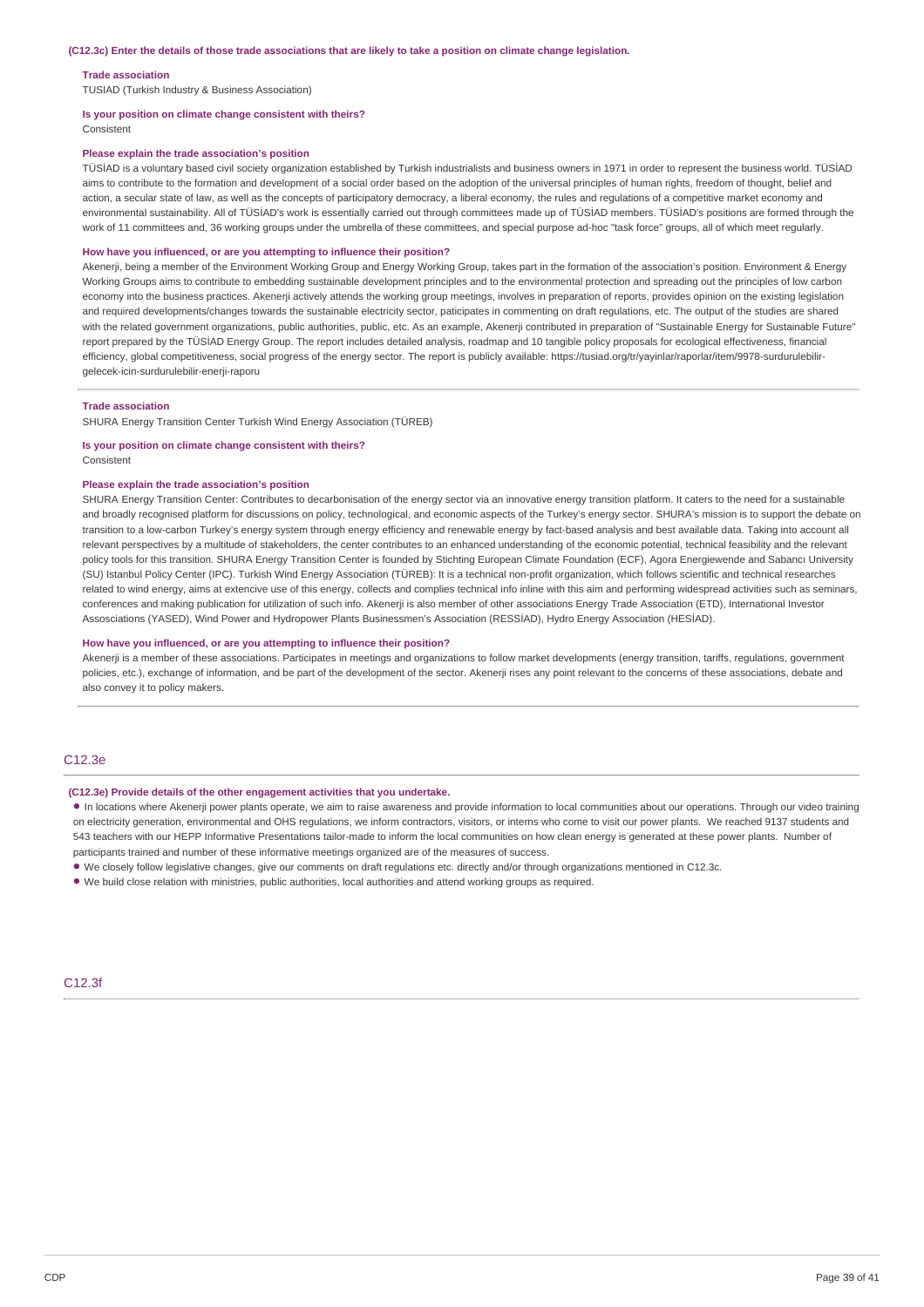**(C12.3c) Enter the details of those trade associations that are likely to take a position on climate change legislation.**

**Trade association**
TUSIAD (Turkish Industry & Business Association)

**Is your position on climate change consistent with theirs?**
Consistent

**Please explain the trade association's position**
TÜSİAD is a voluntary based civil society organization established by Turkish industrialists and business owners in 1971 in order to represent the business world. TÜSİAD aims to contribute to the formation and development of a social order based on the adoption of the universal principles of human rights, freedom of thought, belief and action, a secular state of law, as well as the concepts of participatory democracy, a liberal economy, the rules and regulations of a competitive market economy and environmental sustainability. All of TÜSİAD's work is essentially carried out through committees made up of TÜSİAD members. TÜSİAD's positions are formed through the work of 11 committees and, 36 working groups under the umbrella of these committees, and special purpose ad-hoc "task force" groups, all of which meet regularly.

**How have you influenced, or are you attempting to influence their position?**
Akenerji, being a member of the Environment Working Group and Energy Working Group, takes part in the formation of the association's position. Environment & Energy Working Groups aims to contribute to embedding sustainable development principles and to the environmental protection and spreading out the principles of low carbon economy into the business practices. Akenerji actively attends the working group meetings, involves in preparation of reports, provides opinion on the existing legislation and required developments/changes towards the sustainable electricity sector, paticipates in commenting on draft regulations, etc. The output of the studies are shared with the related government organizations, public authorities, public, etc. As an example, Akenerji contributed in preparation of "Sustainable Energy for Sustainable Future" report prepared by the TÜSİAD Energy Group. The report includes detailed analysis, roadmap and 10 tangible policy proposals for ecological effectiveness, financial efficiency, global competitiveness, social progress of the energy sector. The report is publicly available: https://tusiad.org/tr/yayinlar/raporlar/item/9978-surdurulebilir-gelecek-icin-surdurulebilir-enerji-raporu

---

**Trade association**
SHURA Energy Transition Center Turkish Wind Energy Association (TÜREB)

**Is your position on climate change consistent with theirs?**
Consistent

**Please explain the trade association's position**
SHURA Energy Transition Center: Contributes to decarbonisation of the energy sector via an innovative energy transition platform. It caters to the need for a sustainable and broadly recognised platform for discussions on policy, technological, and economic aspects of the Turkey's energy sector. SHURA's mission is to support the debate on transition to a low-carbon Turkey's energy system through energy efficiency and renewable energy by fact-based analysis and best available data. Taking into account all relevant perspectives by a multitude of stakeholders, the center contributes to an enhanced understanding of the economic potential, technical feasibility and the relevant policy tools for this transition. SHURA Energy Transition Center is founded by Stichting European Climate Foundation (ECF), Agora Energiewende and Sabancı University (SU) Istanbul Policy Center (IPC). Turkish Wind Energy Association (TÜREB): It is a technical non-profit organization, which follows scientific and technical researches related to wind energy, aims at extencive use of this energy, collects and complies technical info inline with this aim and performing widespread activities such as seminars, conferences and making publication for utilization of such info. Akenerji is also member of other associations Energy Trade Association (ETD), International Investor Assosciations (YASED), Wind Power and Hydropower Plants Businessmen's Association (RESSİAD), Hydro Energy Association (HESİAD).

**How have you influenced, or are you attempting to influence their position?**
Akenerji is a member of these associations. Participates in meetings and organizations to follow market developments (energy transition, tariffs, regulations, government policies, etc.), exchange of information, and be part of the development of the sector. Akenerji rises any point relevant to the concerns of these associations, debate and also convey it to policy makers.

---

## C12.3e

**(C12.3e) Provide details of the other engagement activities that you undertake.**

- In locations where Akenerji power plants operate, we aim to raise awareness and provide information to local communities about our operations. Through our video training on electricity generation, environmental and OHS regulations, we inform contractors, visitors, or interns who come to visit our power plants. We reached 9137 students and 543 teachers with our HEPP Informative Presentations tailor-made to inform the local communities on how clean energy is generated at these power plants. Number of participants trained and number of these informative meetings organized are of the measures of success.
- We closely follow legislative changes, give our comments on draft regulations etc. directly and/or through organizations mentioned in C12.3c.
- We build close relation with ministries, public authorities, local authorities and attend working groups as required.

## C12.3f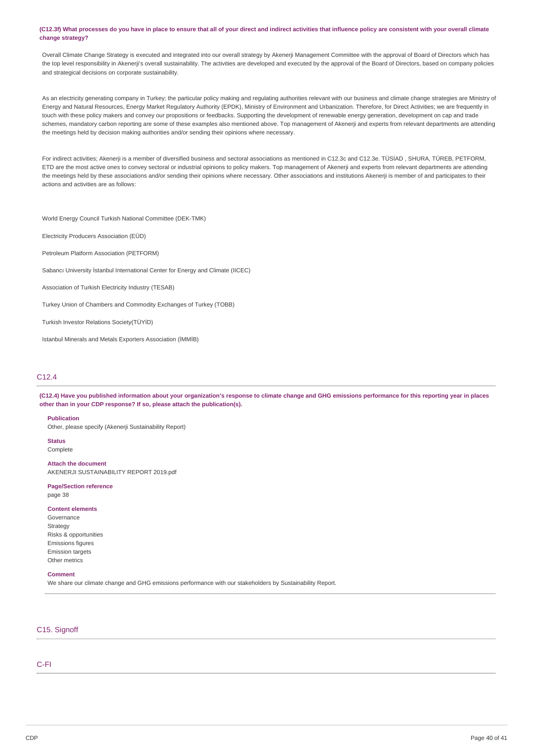**(C12.3f) What processes do you have in place to ensure that all of your direct and indirect activities that influence policy are consistent with your overall climate change strategy?**

Overall Climate Change Strategy is executed and integrated into our overall strategy by Akenerji Management Committee with the approval of Board of Directors which has the top level responsibility in Akenerji's overall sustainability. The activities are developed and executed by the approval of the Board of Directors, based on company policies and strategical decisions on corporate sustainability.

As an electricity generating company in Turkey; the particular policy making and regulating authorities relevant with our business and climate change strategies are Ministry of Energy and Natural Resources, Energy Market Regulatory Authority (EPDK), Ministry of Environment and Urbanization. Therefore, for Direct Activities; we are frequently in touch with these policy makers and convey our propositions or feedbacks. Supporting the development of renewable energy generation, development on cap and trade schemes, mandatory carbon reporting are some of these examples also mentioned above. Top management of Akenerji and experts from relevant departments are attending the meetings held by decision making authorities and/or sending their opinions where necessary.

For indirect activities; Akenerji is a member of diversified business and sectoral associations as mentioned in C12.3c and C12.3e. TÜSİAD , SHURA, TÜREB, PETFORM, ETD are the most active ones to convey sectoral or industrial opinions to policy makers. Top management of Akenerji and experts from relevant departments are attending the meetings held by these associations and/or sending their opinions where necessary. Other associations and institutions Akenerji is member of and participates to their actions and activities are as follows:

World Energy Council Turkish National Committee (DEK-TMK)

Electricity Producers Association (EÜD)

Petroleum Platform Association (PETFORM)

Sabancı University İstanbul International Center for Energy and Climate (IICEC)

Association of Turkish Electricity Industry (TESAB)

Turkey Union of Chambers and Commodity Exchanges of Turkey (TOBB)

Turkish Investor Relations Society(TÜYİD)

Istanbul Minerals and Metals Exporters Association (İMMİB)

## C12.4

**(C12.4) Have you published information about your organization's response to climate change and GHG emissions performance for this reporting year in places other than in your CDP response? If so, please attach the publication(s).**

**Publication**
Other, please specify (Akenerji Sustainability Report)

**Status**
Complete

**Attach the document**
AKENERJI SUSTAINABILITY REPORT 2019.pdf

**Page/Section reference**
page 38

**Content elements**
Governance
Strategy
Risks & opportunities
Emissions figures
Emission targets
Other metrics

**Comment**
We share our climate change and GHG emissions performance with our stakeholders by Sustainability Report.

## C15. Signoff

## C-FI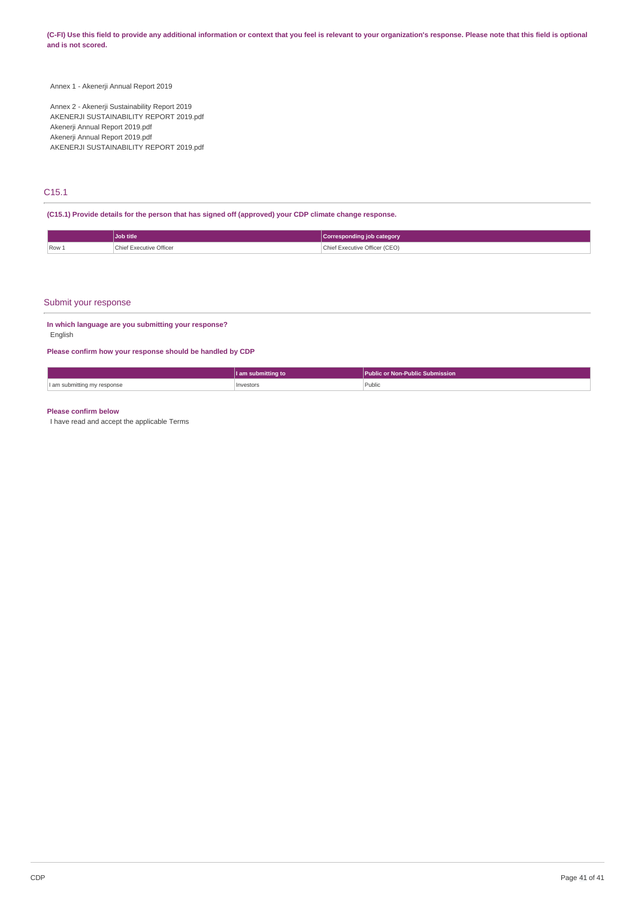**(C-FI) Use this field to provide any additional information or context that you feel is relevant to your organization's response. Please note that this field is optional and is not scored.**

Annex 1 - Akenerji Annual Report 2019

Annex 2 - Akenerji Sustainability Report 2019
AKENERJI SUSTAINABILITY REPORT 2019.pdf
Akenerji Annual Report 2019.pdf
Akenerji Annual Report 2019.pdf
AKENERJI SUSTAINABILITY REPORT 2019.pdf

## C15.1

**(C15.1) Provide details for the person that has signed off (approved) your CDP climate change response.**

| | Job title | Corresponding job category |
|---|---|---|
| Row 1 | Chief Executive Officer | Chief Executive Officer (CEO) |

## Submit your response

**In which language are you submitting your response?**

English

**Please confirm how your response should be handled by CDP**

| | I am submitting to | Public or Non-Public Submission |
|---|---|---|
| I am submitting my response | Investors | Public |

**Please confirm below**

I have read and accept the applicable Terms